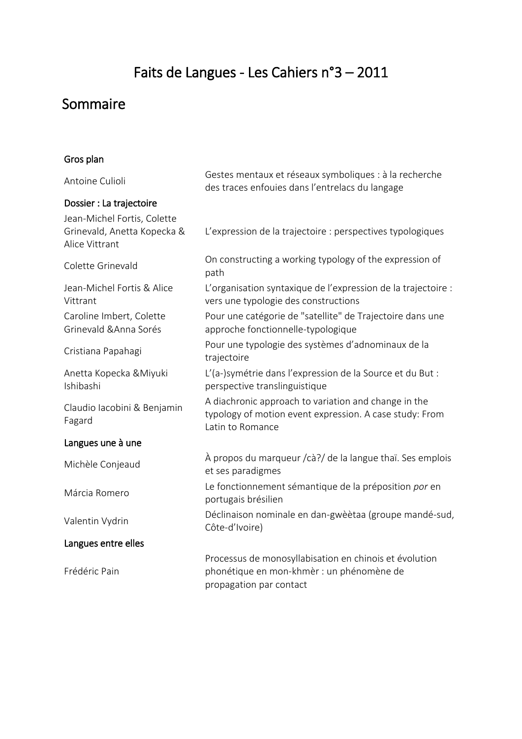# Faits de Langues - Les Cahiers n°3 – 2011

## Sommaire

| | |
|---|---|
| **Gros plan** | |
| Antoine Culioli | Gestes mentaux et réseaux symboliques : à la recherche des traces enfouies dans l'entrelacs du langage |
| **Dossier : La trajectoire** | |
| Jean-Michel Fortis, Colette Grinevald, Anetta Kopecka & Alice Vittrant | L'expression de la trajectoire : perspectives typologiques |
| Colette Grinevald | On constructing a working typology of the expression of path |
| Jean-Michel Fortis & Alice Vittrant | L'organisation syntaxique de l'expression de la trajectoire : vers une typologie des constructions |
| Caroline Imbert, Colette Grinevald &Anna Sorés | Pour une catégorie de "satellite" de Trajectoire dans une approche fonctionnelle-typologique |
| Cristiana Papahagi | Pour une typologie des systèmes d'adnominaux de la trajectoire |
| Anetta Kopecka &Miyuki Ishibashi | L'(a-)symétrie dans l'expression de la Source et du But : perspective translinguistique |
| Claudio Iacobini & Benjamin Fagard | A diachronic approach to variation and change in the typology of motion event expression. A case study: From Latin to Romance |
| **Langues une à une** | |
| Michèle Conjeaud | À propos du marqueur /cà?/ de la langue thaï. Ses emplois et ses paradigmes |
| Márcia Romero | Le fonctionnement sémantique de la préposition *por* en portugais brésilien |
| Valentin Vydrin | Déclinaison nominale en dan-gwèètaa (groupe mandé-sud, Côte-d'Ivoire) |
| **Langues entre elles** | |
| Frédéric Pain | Processus de monosyllabisation en chinois et évolution phonétique en mon-khmèr : un phénomène de propagation par contact |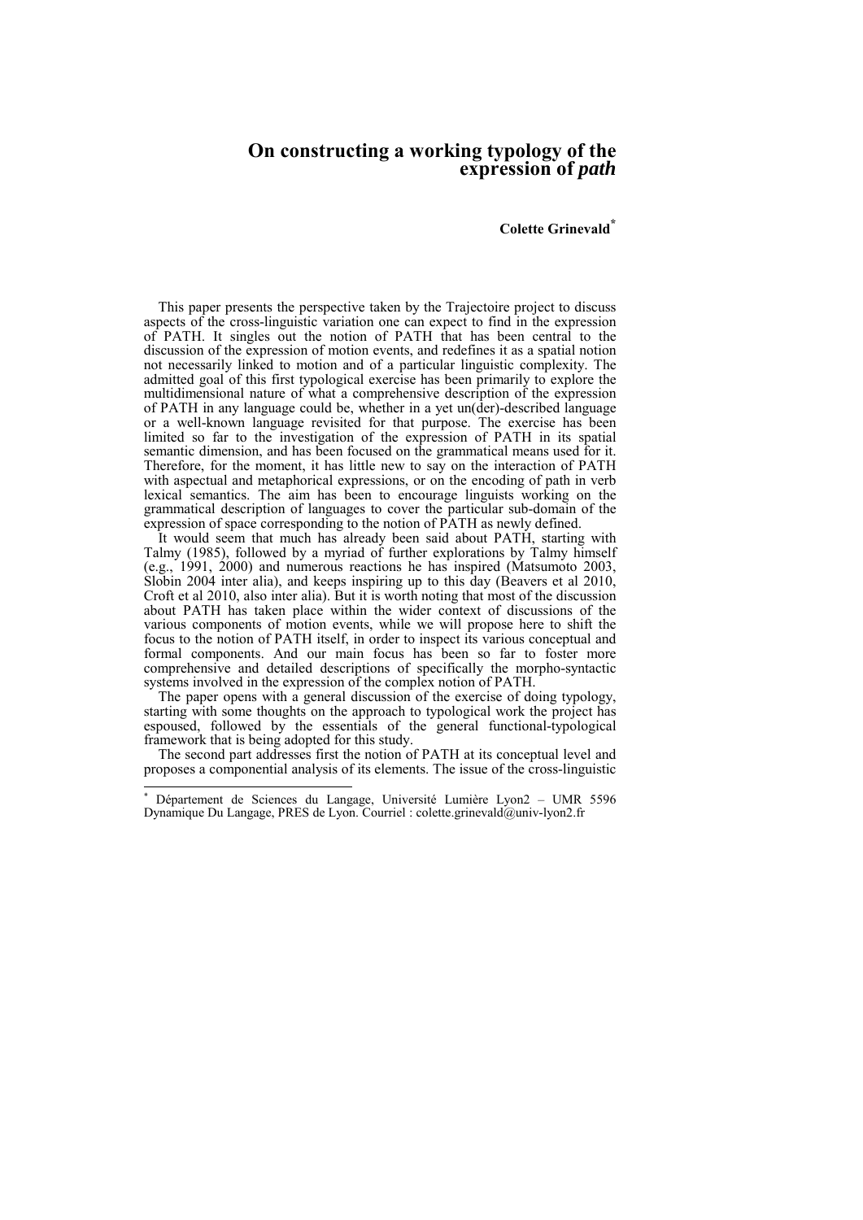# On constructing a working typology of the expression of *path*

**Colette Grinevald**[*]

This paper presents the perspective taken by the Trajectoire project to discuss aspects of the cross-linguistic variation one can expect to find in the expression of PATH. It singles out the notion of PATH that has been central to the discussion of the expression of motion events, and redefines it as a spatial notion not necessarily linked to motion and of a particular linguistic complexity. The admitted goal of this first typological exercise has been primarily to explore the multidimensional nature of what a comprehensive description of the expression of PATH in any language could be, whether in a yet un(der)-described language or a well-known language revisited for that purpose. The exercise has been limited so far to the investigation of the expression of PATH in its spatial semantic dimension, and has been focused on the grammatical means used for it. Therefore, for the moment, it has little new to say on the interaction of PATH with aspectual and metaphorical expressions, or on the encoding of path in verb lexical semantics. The aim has been to encourage linguists working on the grammatical description of languages to cover the particular sub-domain of the expression of space corresponding to the notion of PATH as newly defined.

It would seem that much has already been said about PATH, starting with Talmy (1985), followed by a myriad of further explorations by Talmy himself (e.g., 1991, 2000) and numerous reactions he has inspired (Matsumoto 2003, Slobin 2004 inter alia), and keeps inspiring up to this day (Beavers et al 2010, Croft et al 2010, also inter alia). But it is worth noting that most of the discussion about PATH has taken place within the wider context of discussions of the various components of motion events, while we will propose here to shift the focus to the notion of PATH itself, in order to inspect its various conceptual and formal components. And our main focus has been so far to foster more comprehensive and detailed descriptions of specifically the morpho-syntactic systems involved in the expression of the complex notion of PATH.

The paper opens with a general discussion of the exercise of doing typology, starting with some thoughts on the approach to typological work the project has espoused, followed by the essentials of the general functional-typological framework that is being adopted for this study.

The second part addresses first the notion of PATH at its conceptual level and proposes a componential analysis of its elements. The issue of the cross-linguistic

---

[*] Département de Sciences du Langage, Université Lumière Lyon2 – UMR 5596 Dynamique Du Langage, PRES de Lyon. Courriel : colette.grinevald@univ-lyon2.fr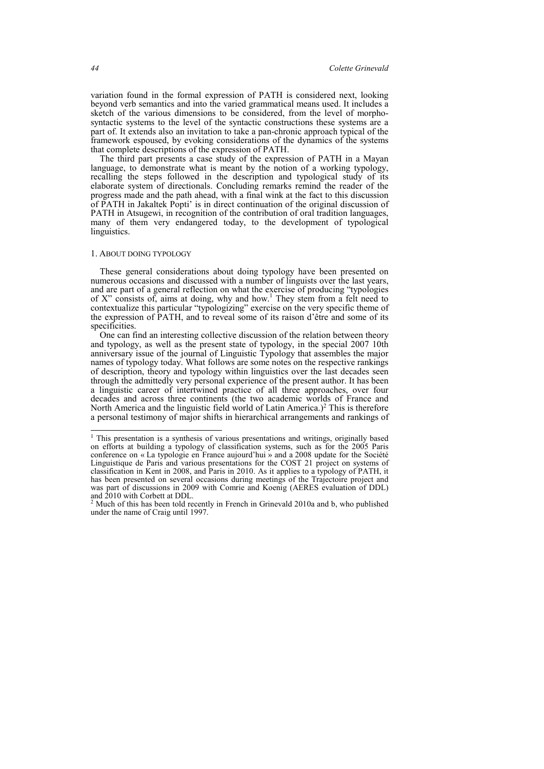variation found in the formal expression of PATH is considered next, looking beyond verb semantics and into the varied grammatical means used. It includes a sketch of the various dimensions to be considered, from the level of morpho-syntactic systems to the level of the syntactic constructions these systems are a part of. It extends also an invitation to take a pan-chronic approach typical of the framework espoused, by evoking considerations of the dynamics of the systems that complete descriptions of the expression of PATH.

The third part presents a case study of the expression of PATH in a Mayan language, to demonstrate what is meant by the notion of a working typology, recalling the steps followed in the description and typological study of its elaborate system of directionals. Concluding remarks remind the reader of the progress made and the path ahead, with a final wink at the fact to this discussion of PATH in Jakaltek Popti' is in direct continuation of the original discussion of PATH in Atsugewi, in recognition of the contribution of oral tradition languages, many of them very endangered today, to the development of typological linguistics.

## 1. About doing typology

These general considerations about doing typology have been presented on numerous occasions and discussed with a number of linguists over the last years, and are part of a general reflection on what the exercise of producing "typologies of X" consists of, aims at doing, why and how.[1] They stem from a felt need to contextualize this particular "typologizing" exercise on the very specific theme of the expression of PATH, and to reveal some of its raison d'être and some of its specificities.

One can find an interesting collective discussion of the relation between theory and typology, as well as the present state of typology, in the special 2007 10th anniversary issue of the journal of Linguistic Typology that assembles the major names of typology today. What follows are some notes on the respective rankings of description, theory and typology within linguistics over the last decades seen through the admittedly very personal experience of the present author. It has been a linguistic career of intertwined practice of all three approaches, over four decades and across three continents (the two academic worlds of France and North America and the linguistic field world of Latin America.)[2] This is therefore a personal testimony of major shifts in hierarchical arrangements and rankings of

---

[1] This presentation is a synthesis of various presentations and writings, originally based on efforts at building a typology of classification systems, such as for the 2005 Paris conference on « La typologie en France aujourd'hui » and a 2008 update for the Société Linguistique de Paris and various presentations for the COST 21 project on systems of classification in Kent in 2008, and Paris in 2010. As it applies to a typology of PATH, it has been presented on several occasions during meetings of the Trajectoire project and was part of discussions in 2009 with Comrie and Koenig (AERES evaluation of DDL) and 2010 with Corbett at DDL.

[2] Much of this has been told recently in French in Grinevald 2010a and b, who published under the name of Craig until 1997.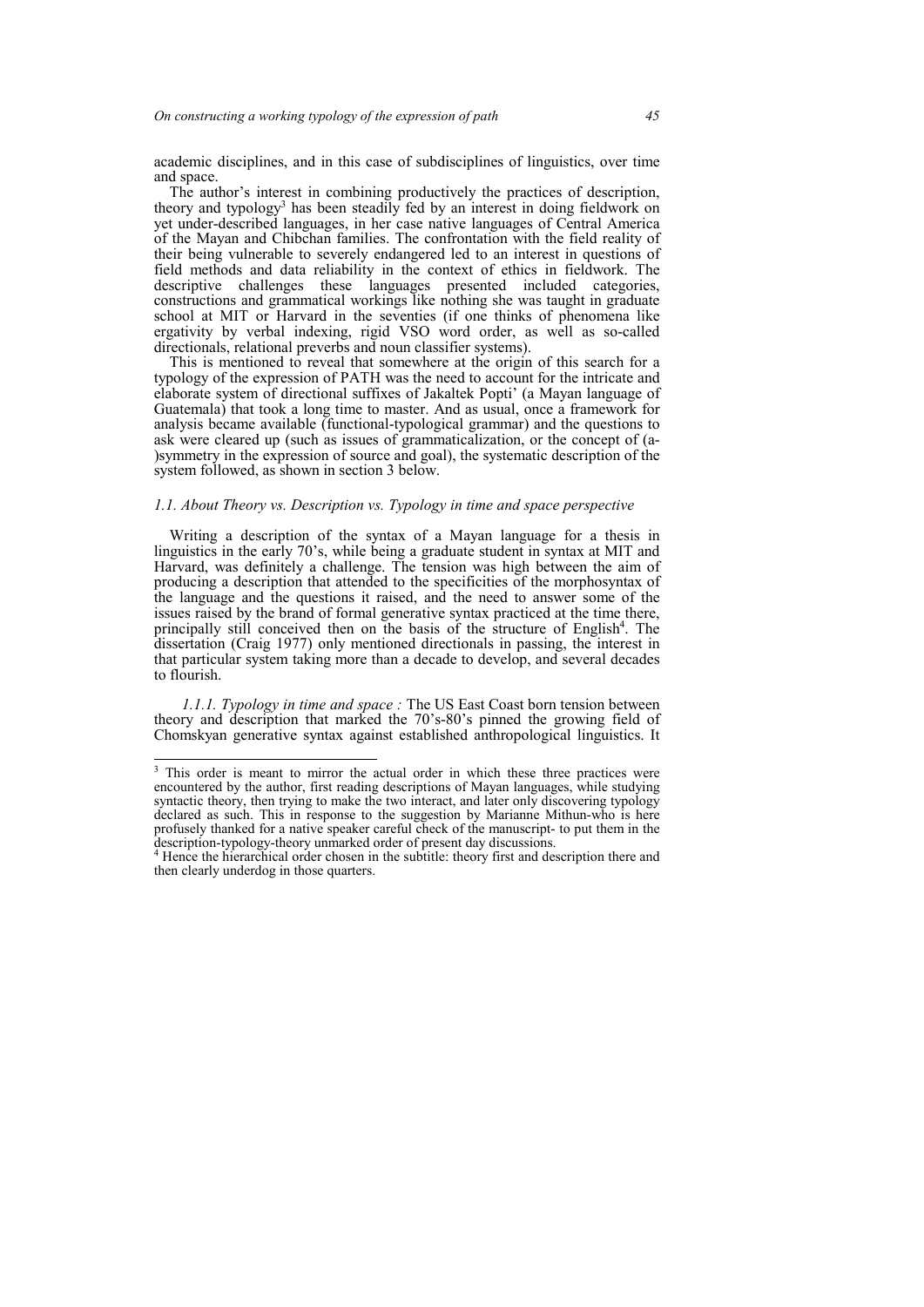academic disciplines, and in this case of subdisciplines of linguistics, over time and space.

The author's interest in combining productively the practices of description, theory and typology[3] has been steadily fed by an interest in doing fieldwork on yet under-described languages, in her case native languages of Central America of the Mayan and Chibchan families. The confrontation with the field reality of their being vulnerable to severely endangered led to an interest in questions of field methods and data reliability in the context of ethics in fieldwork. The descriptive challenges these languages presented included categories, constructions and grammatical workings like nothing she was taught in graduate school at MIT or Harvard in the seventies (if one thinks of phenomena like ergativity by verbal indexing, rigid VSO word order, as well as so-called directionals, relational preverbs and noun classifier systems).

This is mentioned to reveal that somewhere at the origin of this search for a typology of the expression of PATH was the need to account for the intricate and elaborate system of directional suffixes of Jakaltek Popti' (a Mayan language of Guatemala) that took a long time to master. And as usual, once a framework for analysis became available (functional-typological grammar) and the questions to ask were cleared up (such as issues of grammaticalization, or the concept of (a-)symmetry in the expression of source and goal), the systematic description of the system followed, as shown in section 3 below.

### *1.1. About Theory vs. Description vs. Typology in time and space perspective*

Writing a description of the syntax of a Mayan language for a thesis in linguistics in the early 70's, while being a graduate student in syntax at MIT and Harvard, was definitely a challenge. The tension was high between the aim of producing a description that attended to the specificities of the morphosyntax of the language and the questions it raised, and the need to answer some of the issues raised by the brand of formal generative syntax practiced at the time there, principally still conceived then on the basis of the structure of English[4]. The dissertation (Craig 1977) only mentioned directionals in passing, the interest in that particular system taking more than a decade to develop, and several decades to flourish.

*1.1.1. Typology in time and space :* The US East Coast born tension between theory and description that marked the 70's-80's pinned the growing field of Chomskyan generative syntax against established anthropological linguistics. It

---

[3] This order is meant to mirror the actual order in which these three practices were encountered by the author, first reading descriptions of Mayan languages, while studying syntactic theory, then trying to make the two interact, and later only discovering typology declared as such. This in response to the suggestion by Marianne Mithun-who is here profusely thanked for a native speaker careful check of the manuscript- to put them in the description-typology-theory unmarked order of present day discussions.

[4] Hence the hierarchical order chosen in the subtitle: theory first and description there and then clearly underdog in those quarters.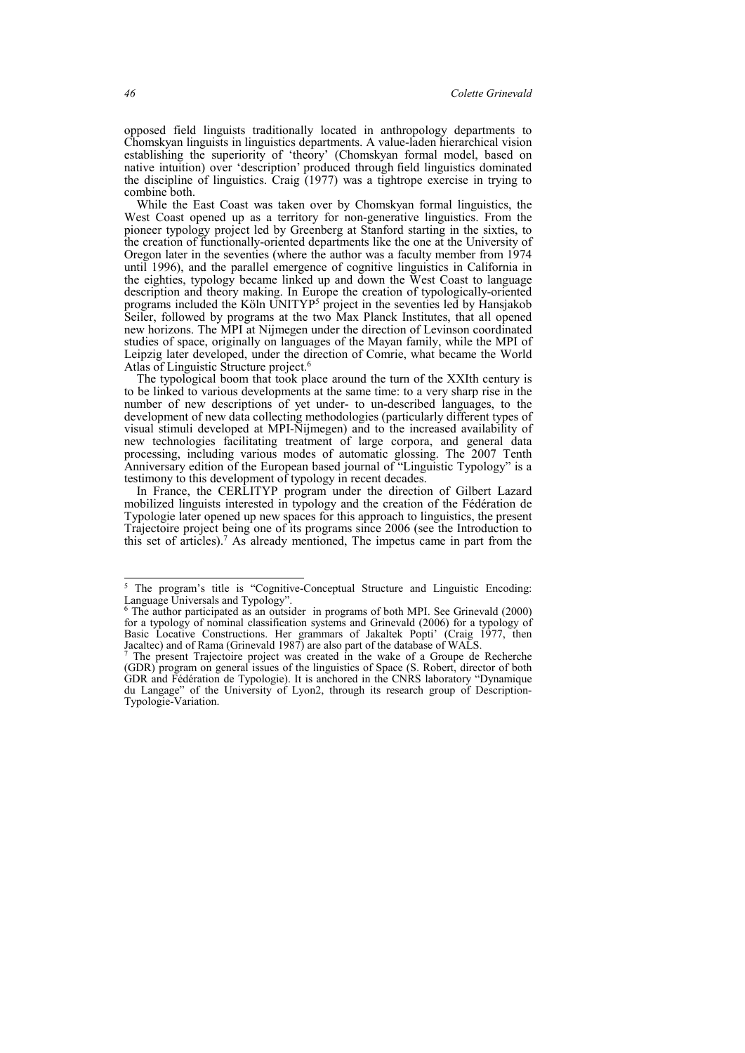opposed field linguists traditionally located in anthropology departments to Chomskyan linguists in linguistics departments. A value-laden hierarchical vision establishing the superiority of 'theory' (Chomskyan formal model, based on native intuition) over 'description' produced through field linguistics dominated the discipline of linguistics. Craig (1977) was a tightrope exercise in trying to combine both.

While the East Coast was taken over by Chomskyan formal linguistics, the West Coast opened up as a territory for non-generative linguistics. From the pioneer typology project led by Greenberg at Stanford starting in the sixties, to the creation of functionally-oriented departments like the one at the University of Oregon later in the seventies (where the author was a faculty member from 1974 until 1996), and the parallel emergence of cognitive linguistics in California in the eighties, typology became linked up and down the West Coast to language description and theory making. In Europe the creation of typologically-oriented programs included the Köln UNITYP[5] project in the seventies led by Hansjakob Seiler, followed by programs at the two Max Planck Institutes, that all opened new horizons. The MPI at Nijmegen under the direction of Levinson coordinated studies of space, originally on languages of the Mayan family, while the MPI of Leipzig later developed, under the direction of Comrie, what became the World Atlas of Linguistic Structure project.[6]

The typological boom that took place around the turn of the XXIth century is to be linked to various developments at the same time: to a very sharp rise in the number of new descriptions of yet under- to un-described languages, to the development of new data collecting methodologies (particularly different types of visual stimuli developed at MPI-Nijmegen) and to the increased availability of new technologies facilitating treatment of large corpora, and general data processing, including various modes of automatic glossing. The 2007 Tenth Anniversary edition of the European based journal of "Linguistic Typology" is a testimony to this development of typology in recent decades.

In France, the CERLITYP program under the direction of Gilbert Lazard mobilized linguists interested in typology and the creation of the Fédération de Typologie later opened up new spaces for this approach to linguistics, the present Trajectoire project being one of its programs since 2006 (see the Introduction to this set of articles).[7] As already mentioned, The impetus came in part from the

---

[5] The program's title is "Cognitive-Conceptual Structure and Linguistic Encoding: Language Universals and Typology".

[6] The author participated as an outsider in programs of both MPI. See Grinevald (2000) for a typology of nominal classification systems and Grinevald (2006) for a typology of Basic Locative Constructions. Her grammars of Jakaltek Popti' (Craig 1977, then Jacaltec) and of Rama (Grinevald 1987) are also part of the database of WALS.

[7] The present Trajectoire project was created in the wake of a Groupe de Recherche (GDR) program on general issues of the linguistics of Space (S. Robert, director of both GDR and Fédération de Typologie). It is anchored in the CNRS laboratory "Dynamique du Langage" of the University of Lyon2, through its research group of Description-Typologie-Variation.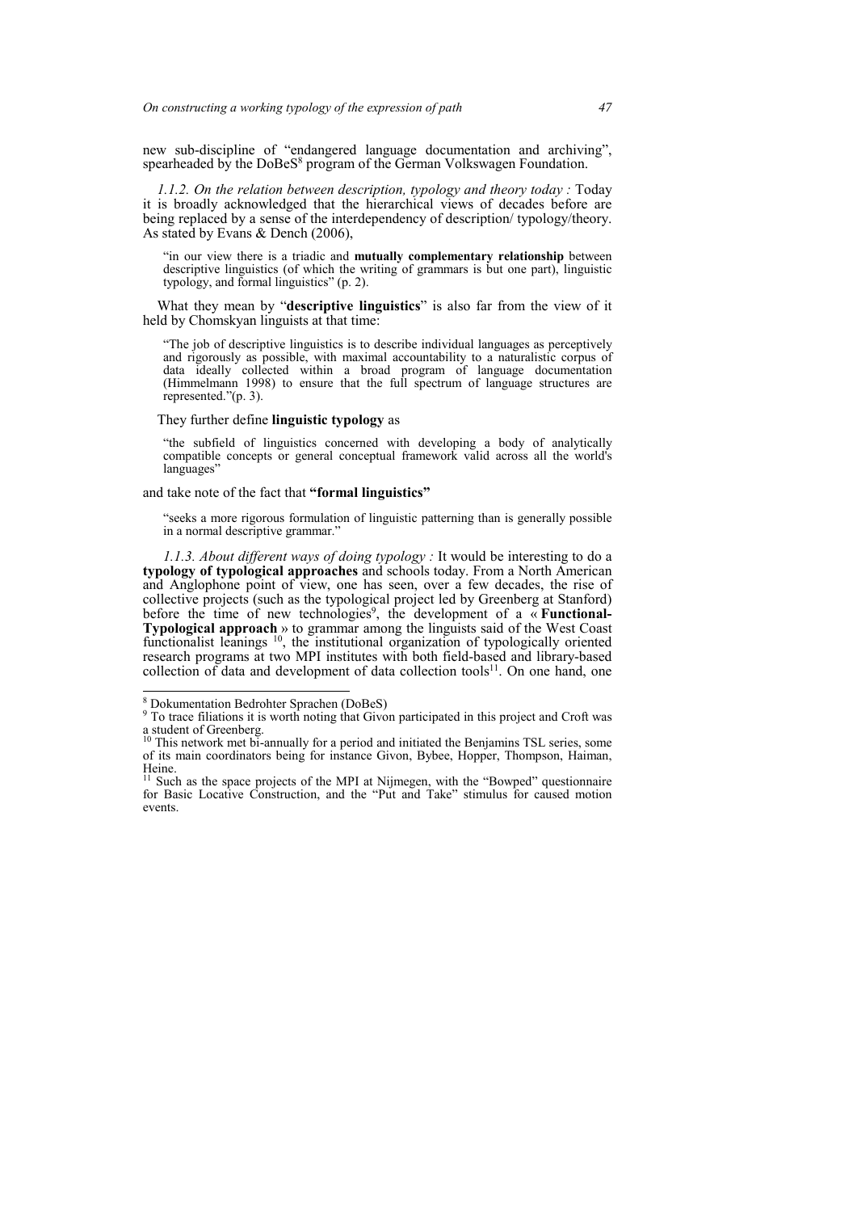new sub-discipline of "endangered language documentation and archiving", spearheaded by the DoBeS[8] program of the German Volkswagen Foundation.

*1.1.2. On the relation between description, typology and theory today :* Today it is broadly acknowledged that the hierarchical views of decades before are being replaced by a sense of the interdependency of description/ typology/theory. As stated by Evans & Dench (2006),

> "in our view there is a triadic and **mutually complementary relationship** between descriptive linguistics (of which the writing of grammars is but one part), linguistic typology, and formal linguistics" (p. 2).

What they mean by "**descriptive linguistics**" is also far from the view of it held by Chomskyan linguists at that time:

> "The job of descriptive linguistics is to describe individual languages as perceptively and rigorously as possible, with maximal accountability to a naturalistic corpus of data ideally collected within a broad program of language documentation (Himmelmann 1998) to ensure that the full spectrum of language structures are represented."(p. 3).

They further define **linguistic typology** as

> "the subfield of linguistics concerned with developing a body of analytically compatible concepts or general conceptual framework valid across all the world's languages"

and take note of the fact that **"formal linguistics"**

> "seeks a more rigorous formulation of linguistic patterning than is generally possible in a normal descriptive grammar."

*1.1.3. About different ways of doing typology :* It would be interesting to do a **typology of typological approaches** and schools today. From a North American and Anglophone point of view, one has seen, over a few decades, the rise of collective projects (such as the typological project led by Greenberg at Stanford) before the time of new technologies[9], the development of a « **Functional-Typological approach** » to grammar among the linguists said of the West Coast functionalist leanings [10], the institutional organization of typologically oriented research programs at two MPI institutes with both field-based and library-based collection of data and development of data collection tools[11]. On one hand, one

---

[8] Dokumentation Bedrohter Sprachen (DoBeS)

[9] To trace filiations it is worth noting that Givon participated in this project and Croft was a student of Greenberg.

[10] This network met bi-annually for a period and initiated the Benjamins TSL series, some of its main coordinators being for instance Givon, Bybee, Hopper, Thompson, Haiman, Heine.

[11] Such as the space projects of the MPI at Nijmegen, with the "Bowped" questionnaire for Basic Locative Construction, and the "Put and Take" stimulus for caused motion events.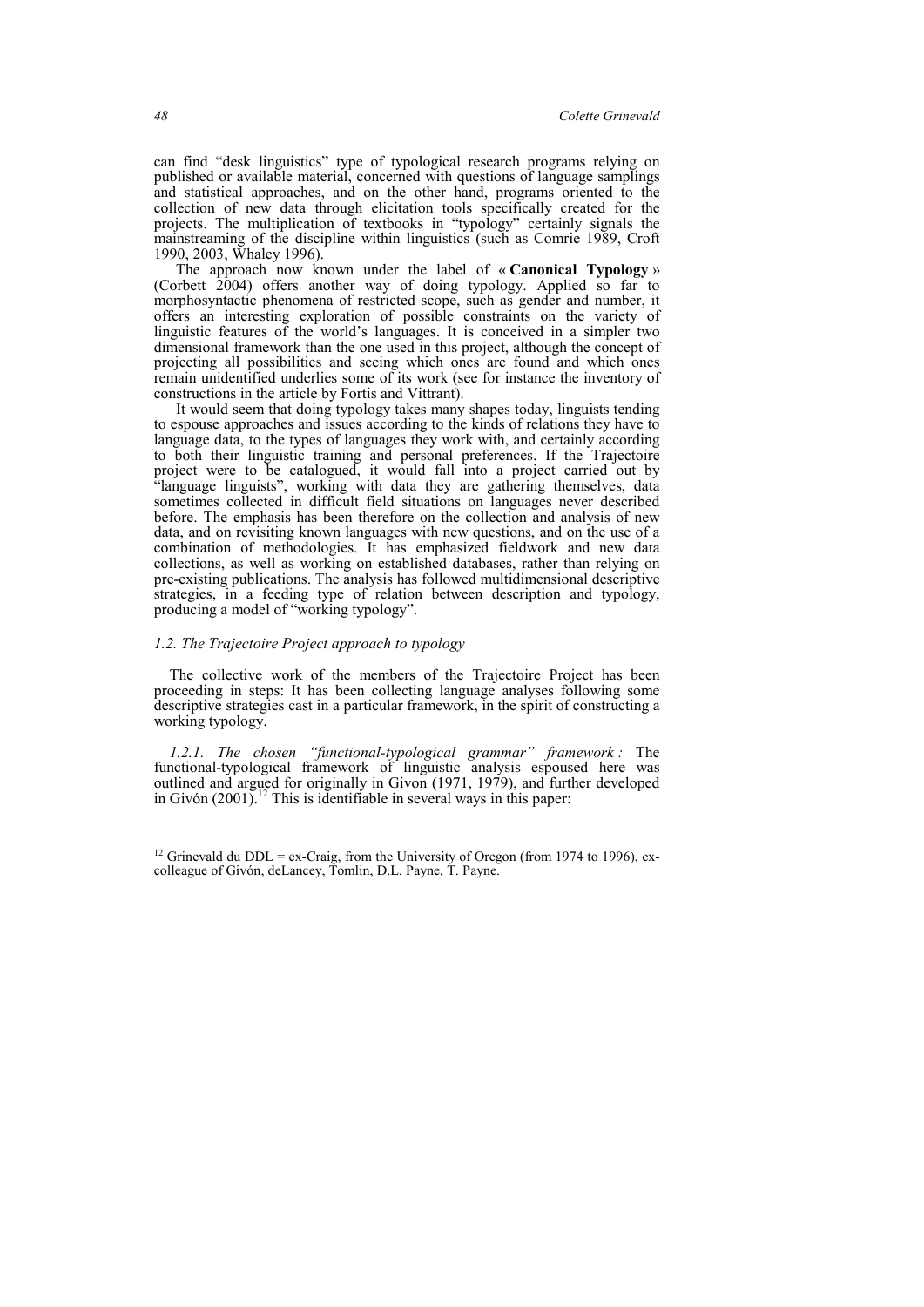can find "desk linguistics" type of typological research programs relying on published or available material, concerned with questions of language samplings and statistical approaches, and on the other hand, programs oriented to the collection of new data through elicitation tools specifically created for the projects. The multiplication of textbooks in "typology" certainly signals the mainstreaming of the discipline within linguistics (such as Comrie 1989, Croft 1990, 2003, Whaley 1996).

The approach now known under the label of « **Canonical Typology** » (Corbett 2004) offers another way of doing typology. Applied so far to morphosyntactic phenomena of restricted scope, such as gender and number, it offers an interesting exploration of possible constraints on the variety of linguistic features of the world's languages. It is conceived in a simpler two dimensional framework than the one used in this project, although the concept of projecting all possibilities and seeing which ones are found and which ones remain unidentified underlies some of its work (see for instance the inventory of constructions in the article by Fortis and Vittrant).

It would seem that doing typology takes many shapes today, linguists tending to espouse approaches and issues according to the kinds of relations they have to language data, to the types of languages they work with, and certainly according to both their linguistic training and personal preferences. If the Trajectoire project were to be catalogued, it would fall into a project carried out by "language linguists", working with data they are gathering themselves, data sometimes collected in difficult field situations on languages never described before. The emphasis has been therefore on the collection and analysis of new data, and on revisiting known languages with new questions, and on the use of a combination of methodologies. It has emphasized fieldwork and new data collections, as well as working on established databases, rather than relying on pre-existing publications. The analysis has followed multidimensional descriptive strategies, in a feeding type of relation between description and typology, producing a model of "working typology".

### *1.2. The Trajectoire Project approach to typology*

The collective work of the members of the Trajectoire Project has been proceeding in steps: It has been collecting language analyses following some descriptive strategies cast in a particular framework, in the spirit of constructing a working typology.

*1.2.1. The chosen "functional-typological grammar" framework :* The functional-typological framework of linguistic analysis espoused here was outlined and argued for originally in Givon (1971, 1979), and further developed in Givón (2001).[12] This is identifiable in several ways in this paper:

[12] Grinevald du DDL = ex-Craig, from the University of Oregon (from 1974 to 1996), ex-colleague of Givón, deLancey, Tomlin, D.L. Payne, T. Payne.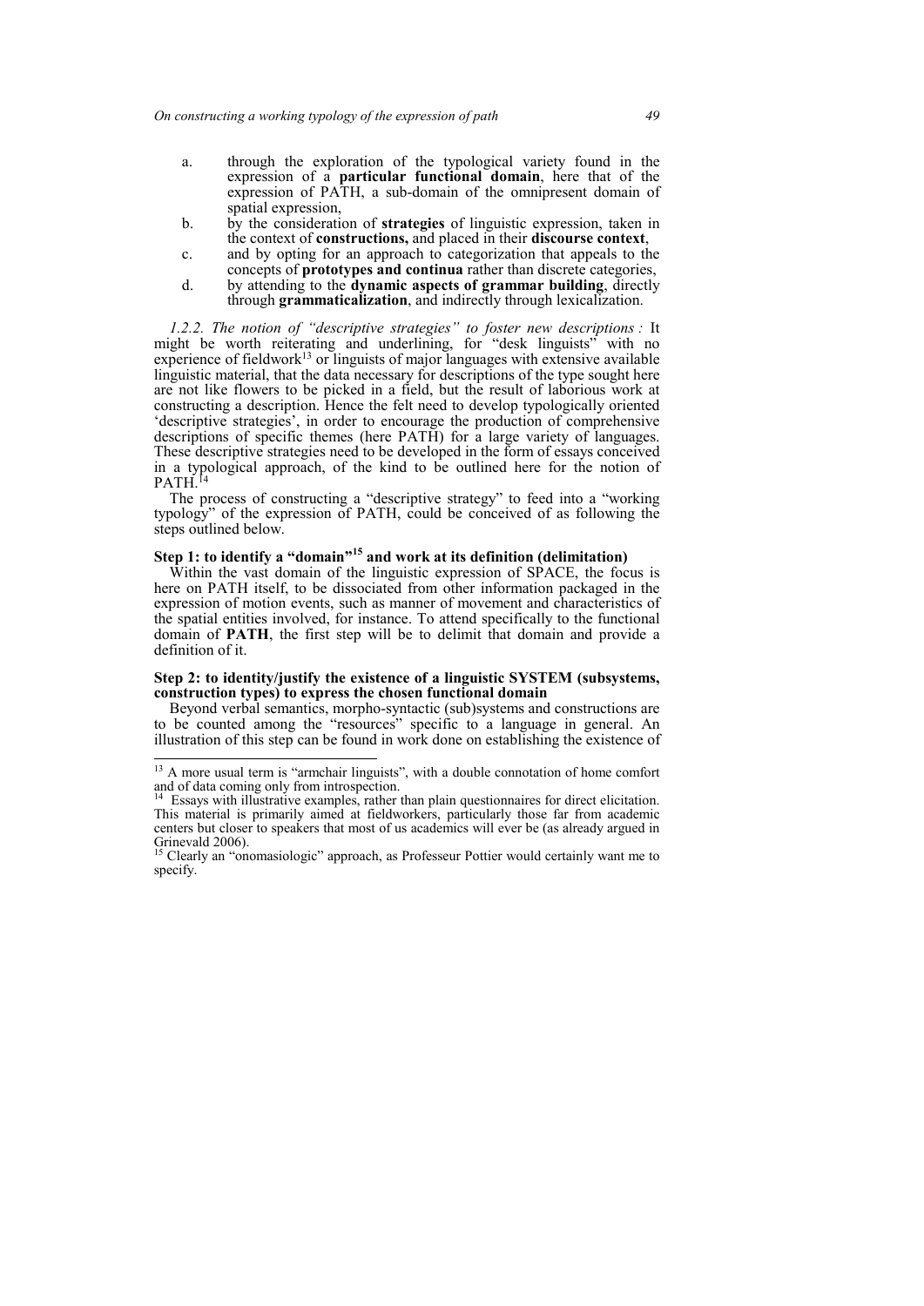a. through the exploration of the typological variety found in the expression of a **particular functional domain**, here that of the expression of PATH, a sub-domain of the omnipresent domain of spatial expression,
b. by the consideration of **strategies** of linguistic expression, taken in the context of **constructions,** and placed in their **discourse context**,
c. and by opting for an approach to categorization that appeals to the concepts of **prototypes and continua** rather than discrete categories,
d. by attending to the **dynamic aspects of grammar building**, directly through **grammaticalization**, and indirectly through lexicalization.

*1.2.2. The notion of "descriptive strategies" to foster new descriptions :* It might be worth reiterating and underlining, for "desk linguists" with no experience of fieldwork[13] or linguists of major languages with extensive available linguistic material, that the data necessary for descriptions of the type sought here are not like flowers to be picked in a field, but the result of laborious work at constructing a description. Hence the felt need to develop typologically oriented 'descriptive strategies', in order to encourage the production of comprehensive descriptions of specific themes (here PATH) for a large variety of languages. These descriptive strategies need to be developed in the form of essays conceived in a typological approach, of the kind to be outlined here for the notion of PATH.[14]

The process of constructing a "descriptive strategy" to feed into a "working typology" of the expression of PATH, could be conceived of as following the steps outlined below.

**Step 1: to identify a "domain"[15] and work at its definition (delimitation)**

Within the vast domain of the linguistic expression of SPACE, the focus is here on PATH itself, to be dissociated from other information packaged in the expression of motion events, such as manner of movement and characteristics of the spatial entities involved, for instance. To attend specifically to the functional domain of **PATH**, the first step will be to delimit that domain and provide a definition of it.

**Step 2: to identity/justify the existence of a linguistic SYSTEM (subsystems, construction types) to express the chosen functional domain**

Beyond verbal semantics, morpho-syntactic (sub)systems and constructions are to be counted among the "resources" specific to a language in general. An illustration of this step can be found in work done on establishing the existence of

---

[13] A more usual term is "armchair linguists", with a double connotation of home comfort and of data coming only from introspection.

[14] Essays with illustrative examples, rather than plain questionnaires for direct elicitation. This material is primarily aimed at fieldworkers, particularly those far from academic centers but closer to speakers that most of us academics will ever be (as already argued in Grinevald 2006).

[15] Clearly an "onomasiologic" approach, as Professeur Pottier would certainly want me to specify.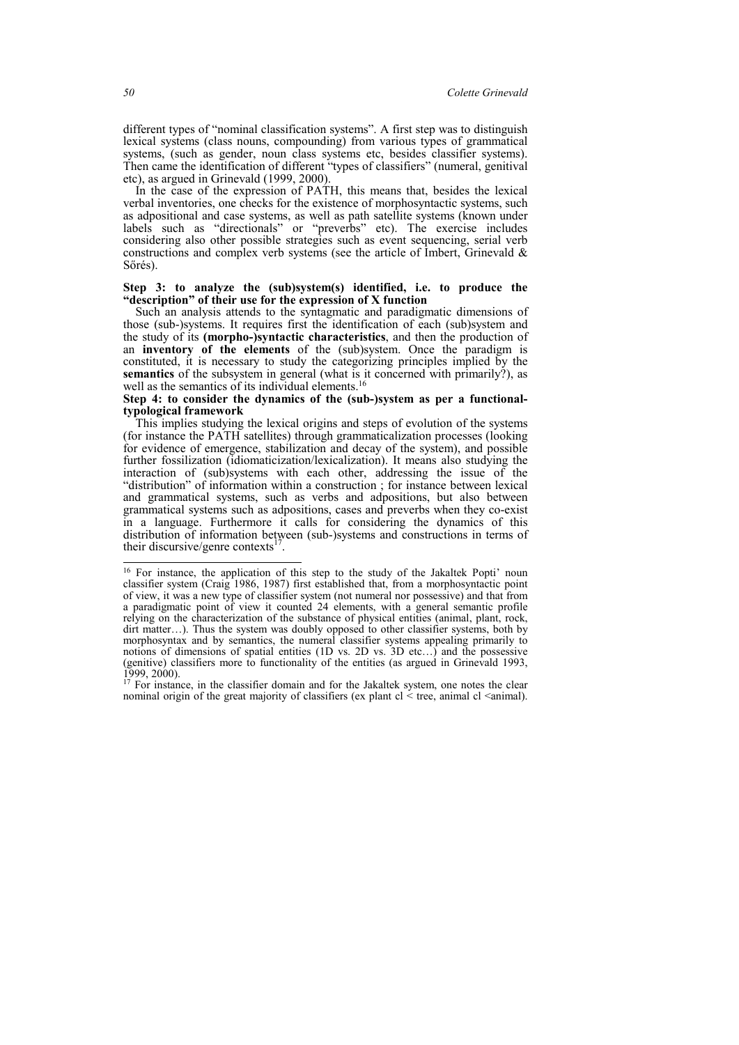different types of "nominal classification systems". A first step was to distinguish lexical systems (class nouns, compounding) from various types of grammatical systems, (such as gender, noun class systems etc, besides classifier systems). Then came the identification of different "types of classifiers" (numeral, genitival etc), as argued in Grinevald (1999, 2000).

In the case of the expression of PATH, this means that, besides the lexical verbal inventories, one checks for the existence of morphosyntactic systems, such as adpositional and case systems, as well as path satellite systems (known under labels such as "directionals" or "preverbs" etc). The exercise includes considering also other possible strategies such as event sequencing, serial verb constructions and complex verb systems (see the article of Imbert, Grinevald & Sőrés).

**Step 3: to analyze the (sub)system(s) identified, i.e. to produce the "description" of their use for the expression of X function**

Such an analysis attends to the syntagmatic and paradigmatic dimensions of those (sub-)systems. It requires first the identification of each (sub)system and the study of its **(morpho-)syntactic characteristics**, and then the production of an **inventory of the elements** of the (sub)system. Once the paradigm is constituted, it is necessary to study the categorizing principles implied by the **semantics** of the subsystem in general (what is it concerned with primarily?), as well as the semantics of its individual elements.[16]

**Step 4: to consider the dynamics of the (sub-)system as per a functional-typological framework**

This implies studying the lexical origins and steps of evolution of the systems (for instance the PATH satellites) through grammaticalization processes (looking for evidence of emergence, stabilization and decay of the system), and possible further fossilization (idiomaticization/lexicalization). It means also studying the interaction of (sub)systems with each other, addressing the issue of the "distribution" of information within a construction ; for instance between lexical and grammatical systems, such as verbs and adpositions, but also between grammatical systems such as adpositions, cases and preverbs when they co-exist in a language. Furthermore it calls for considering the dynamics of this distribution of information between (sub-)systems and constructions in terms of their discursive/genre contexts[17].

---

[16] For instance, the application of this step to the study of the Jakaltek Popti' noun classifier system (Craig 1986, 1987) first established that, from a morphosyntactic point of view, it was a new type of classifier system (not numeral nor possessive) and that from a paradigmatic point of view it counted 24 elements, with a general semantic profile relying on the characterization of the substance of physical entities (animal, plant, rock, dirt matter…). Thus the system was doubly opposed to other classifier systems, both by morphosyntax and by semantics, the numeral classifier systems appealing primarily to notions of dimensions of spatial entities (1D vs. 2D vs. 3D etc…) and the possessive (genitive) classifiers more to functionality of the entities (as argued in Grinevald 1993, 1999, 2000).

[17] For instance, in the classifier domain and for the Jakaltek system, one notes the clear nominal origin of the great majority of classifiers (ex plant cl < tree, animal cl <animal).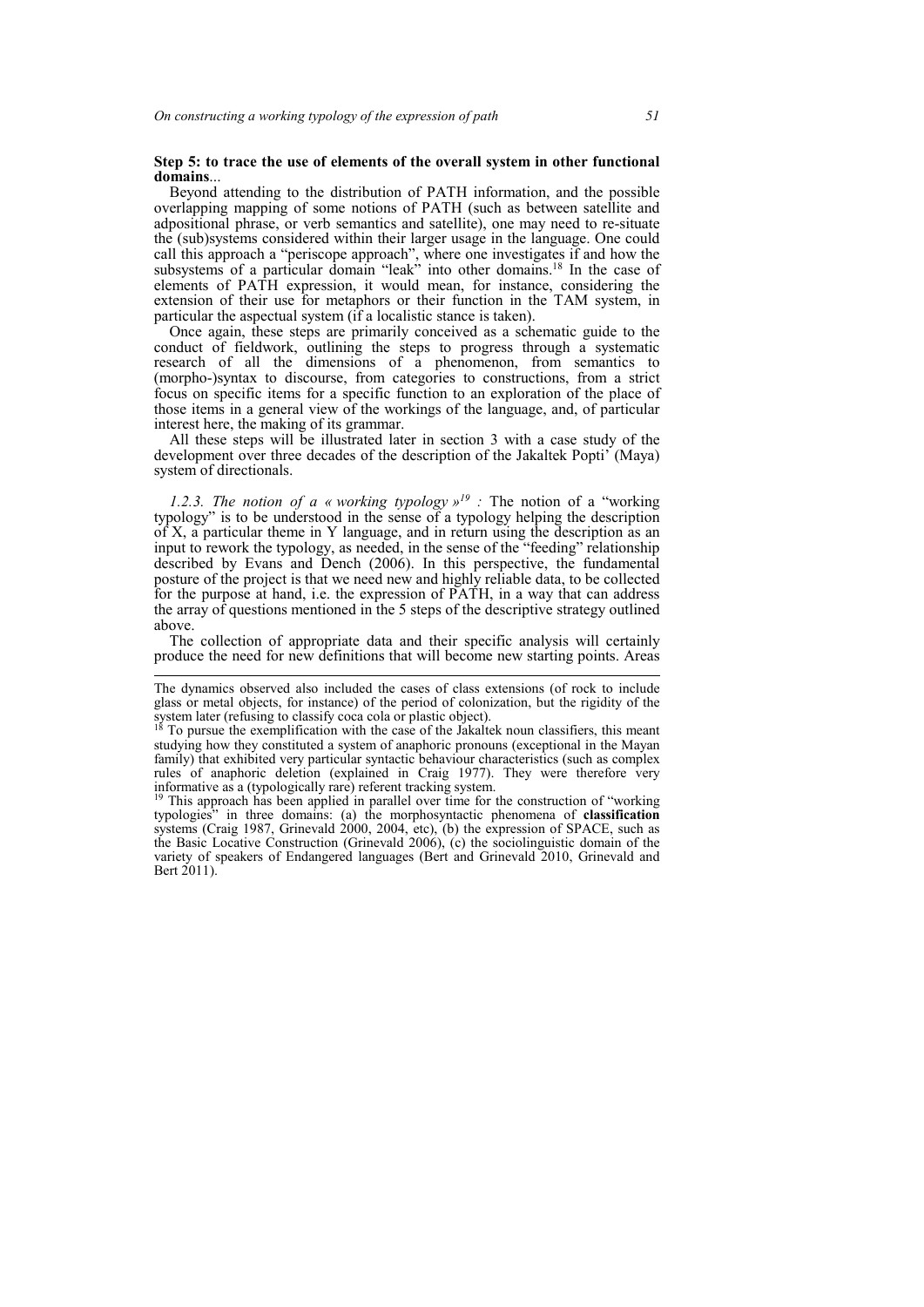**Step 5: to trace the use of elements of the overall system in other functional domains**...

Beyond attending to the distribution of PATH information, and the possible overlapping mapping of some notions of PATH (such as between satellite and adpositional phrase, or verb semantics and satellite), one may need to re-situate the (sub)systems considered within their larger usage in the language. One could call this approach a "periscope approach", where one investigates if and how the subsystems of a particular domain "leak" into other domains.[18] In the case of elements of PATH expression, it would mean, for instance, considering the extension of their use for metaphors or their function in the TAM system, in particular the aspectual system (if a localistic stance is taken).

Once again, these steps are primarily conceived as a schematic guide to the conduct of fieldwork, outlining the steps to progress through a systematic research of all the dimensions of a phenomenon, from semantics to (morpho-)syntax to discourse, from categories to constructions, from a strict focus on specific items for a specific function to an exploration of the place of those items in a general view of the workings of the language, and, of particular interest here, the making of its grammar.

All these steps will be illustrated later in section 3 with a case study of the development over three decades of the description of the Jakaltek Popti' (Maya) system of directionals.

*1.2.3. The notion of a « working typology »[19] :* The notion of a "working typology" is to be understood in the sense of a typology helping the description of X, a particular theme in Y language, and in return using the description as an input to rework the typology, as needed, in the sense of the "feeding" relationship described by Evans and Dench (2006). In this perspective, the fundamental posture of the project is that we need new and highly reliable data, to be collected for the purpose at hand, i.e. the expression of PATH, in a way that can address the array of questions mentioned in the 5 steps of the descriptive strategy outlined above.

The collection of appropriate data and their specific analysis will certainly produce the need for new definitions that will become new starting points. Areas

---

The dynamics observed also included the cases of class extensions (of rock to include glass or metal objects, for instance) of the period of colonization, but the rigidity of the system later (refusing to classify coca cola or plastic object).

[18] To pursue the exemplification with the case of the Jakaltek noun classifiers, this meant studying how they constituted a system of anaphoric pronouns (exceptional in the Mayan family) that exhibited very particular syntactic behaviour characteristics (such as complex rules of anaphoric deletion (explained in Craig 1977). They were therefore very informative as a (typologically rare) referent tracking system.

[19] This approach has been applied in parallel over time for the construction of "working typologies" in three domains: (a) the morphosyntactic phenomena of **classification** systems (Craig 1987, Grinevald 2000, 2004, etc), (b) the expression of SPACE, such as the Basic Locative Construction (Grinevald 2006), (c) the sociolinguistic domain of the variety of speakers of Endangered languages (Bert and Grinevald 2010, Grinevald and Bert 2011).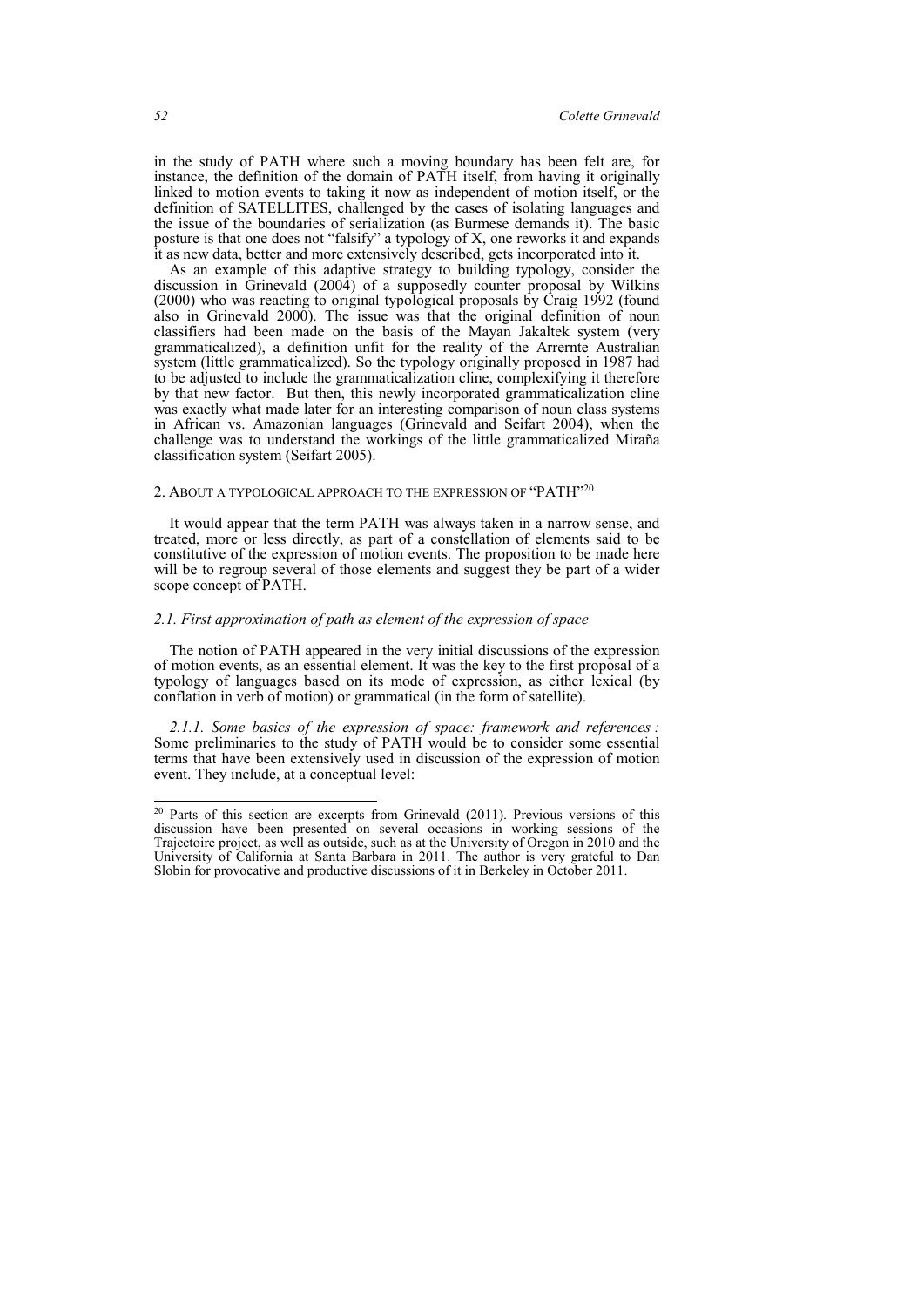in the study of PATH where such a moving boundary has been felt are, for instance, the definition of the domain of PATH itself, from having it originally linked to motion events to taking it now as independent of motion itself, or the definition of SATELLITES, challenged by the cases of isolating languages and the issue of the boundaries of serialization (as Burmese demands it). The basic posture is that one does not "falsify" a typology of X, one reworks it and expands it as new data, better and more extensively described, gets incorporated into it.

As an example of this adaptive strategy to building typology, consider the discussion in Grinevald (2004) of a supposedly counter proposal by Wilkins (2000) who was reacting to original typological proposals by Craig 1992 (found also in Grinevald 2000). The issue was that the original definition of noun classifiers had been made on the basis of the Mayan Jakaltek system (very grammaticalized), a definition unfit for the reality of the Arrernte Australian system (little grammaticalized). So the typology originally proposed in 1987 had to be adjusted to include the grammaticalization cline, complexifying it therefore by that new factor. But then, this newly incorporated grammaticalization cline was exactly what made later for an interesting comparison of noun class systems in African vs. Amazonian languages (Grinevald and Seifart 2004), when the challenge was to understand the workings of the little grammaticalized Miraña classification system (Seifart 2005).

## 2. About a typological approach to the expression of "PATH"[20]

It would appear that the term PATH was always taken in a narrow sense, and treated, more or less directly, as part of a constellation of elements said to be constitutive of the expression of motion events. The proposition to be made here will be to regroup several of those elements and suggest they be part of a wider scope concept of PATH.

### *2.1. First approximation of path as element of the expression of space*

The notion of PATH appeared in the very initial discussions of the expression of motion events, as an essential element. It was the key to the first proposal of a typology of languages based on its mode of expression, as either lexical (by conflation in verb of motion) or grammatical (in the form of satellite).

*2.1.1. Some basics of the expression of space: framework and references :* Some preliminaries to the study of PATH would be to consider some essential terms that have been extensively used in discussion of the expression of motion event. They include, at a conceptual level:

---

[20] Parts of this section are excerpts from Grinevald (2011). Previous versions of this discussion have been presented on several occasions in working sessions of the Trajectoire project, as well as outside, such as at the University of Oregon in 2010 and the University of California at Santa Barbara in 2011. The author is very grateful to Dan Slobin for provocative and productive discussions of it in Berkeley in October 2011.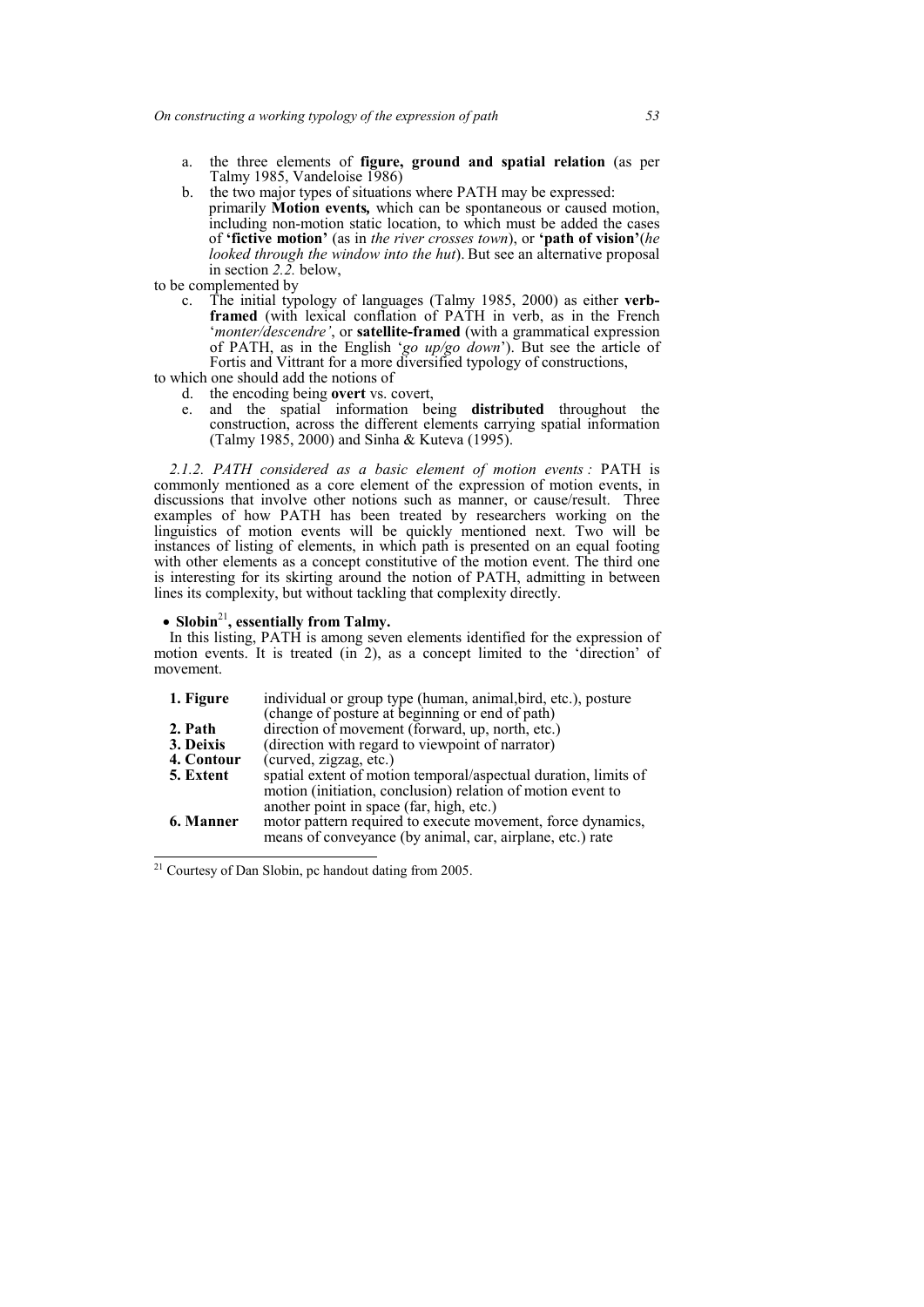a. the three elements of **figure, ground and spatial relation** (as per Talmy 1985, Vandeloise 1986)
b. the two major types of situations where PATH may be expressed: primarily **Motion events,** which can be spontaneous or caused motion, including non-motion static location, to which must be added the cases of **'fictive motion'** (as in *the river crosses town*), or **'path of vision'**(*he looked through the window into the hut*). But see an alternative proposal in section *2.2.* below,

to be complemented by

c. The initial typology of languages (Talmy 1985, 2000) as either **verb-framed** (with lexical conflation of PATH in verb, as in the French '*monter/descendre'*, or **satellite-framed** (with a grammatical expression of PATH, as in the English '*go up/go down*'). But see the article of Fortis and Vittrant for a more diversified typology of constructions,

to which one should add the notions of

d. the encoding being **overt** vs. covert,
e. and the spatial information being **distributed** throughout the construction, across the different elements carrying spatial information (Talmy 1985, 2000) and Sinha & Kuteva (1995).

*2.1.2. PATH considered as a basic element of motion events :* PATH is commonly mentioned as a core element of the expression of motion events, in discussions that involve other notions such as manner, or cause/result. Three examples of how PATH has been treated by researchers working on the linguistics of motion events will be quickly mentioned next. Two will be instances of listing of elements, in which path is presented on an equal footing with other elements as a concept constitutive of the motion event. The third one is interesting for its skirting around the notion of PATH, admitting in between lines its complexity, but without tackling that complexity directly.

- **Slobin**[21]**, essentially from Talmy.**

In this listing, PATH is among seven elements identified for the expression of motion events. It is treated (in 2), as a concept limited to the 'direction' of movement.

| | |
|---|---|
| **1. Figure** | individual or group type (human, animal,bird, etc.), posture (change of posture at beginning or end of path) |
| **2. Path** | direction of movement (forward, up, north, etc.) |
| **3. Deixis** | (direction with regard to viewpoint of narrator) |
| **4. Contour** | (curved, zigzag, etc.) |
| **5. Extent** | spatial extent of motion temporal/aspectual duration, limits of motion (initiation, conclusion) relation of motion event to another point in space (far, high, etc.) |
| **6. Manner** | motor pattern required to execute movement, force dynamics, means of conveyance (by animal, car, airplane, etc.) rate |

[21] Courtesy of Dan Slobin, pc handout dating from 2005.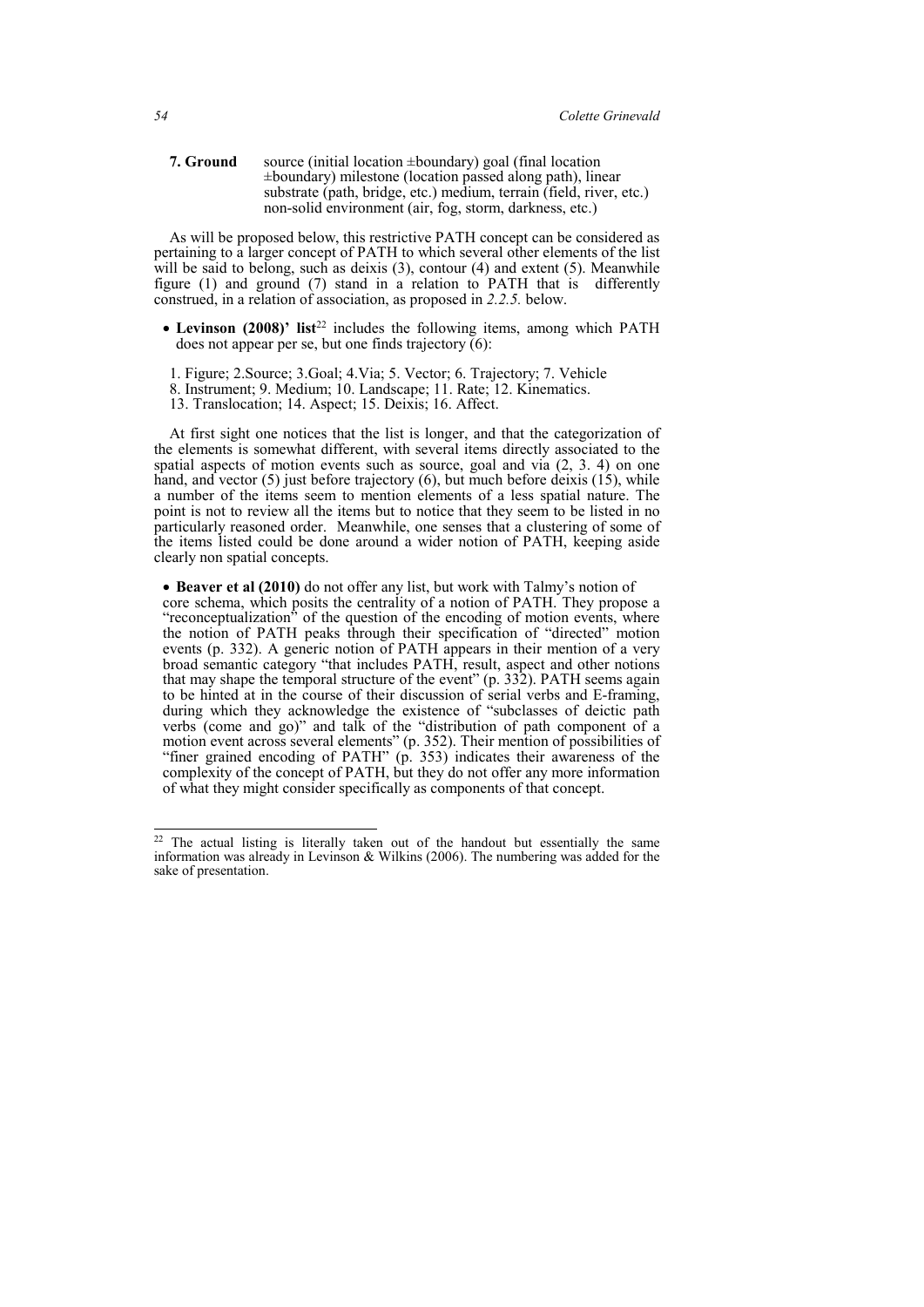**7. Ground** source (initial location ±boundary) goal (final location ±boundary) milestone (location passed along path), linear substrate (path, bridge, etc.) medium, terrain (field, river, etc.) non-solid environment (air, fog, storm, darkness, etc.)

As will be proposed below, this restrictive PATH concept can be considered as pertaining to a larger concept of PATH to which several other elements of the list will be said to belong, such as deixis (3), contour (4) and extent (5). Meanwhile figure (1) and ground (7) stand in a relation to PATH that is differently construed, in a relation of association, as proposed in *2.2.5.* below.

- **Levinson (2008)' list**[22] includes the following items, among which PATH does not appear per se, but one finds trajectory (6):

  1. Figure; 2.Source; 3.Goal; 4.Via; 5. Vector; 6. Trajectory; 7. Vehicle
  8. Instrument; 9. Medium; 10. Landscape; 11. Rate; 12. Kinematics.
  13. Translocation; 14. Aspect; 15. Deixis; 16. Affect.

At first sight one notices that the list is longer, and that the categorization of the elements is somewhat different, with several items directly associated to the spatial aspects of motion events such as source, goal and via (2, 3. 4) on one hand, and vector (5) just before trajectory (6), but much before deixis (15), while a number of the items seem to mention elements of a less spatial nature. The point is not to review all the items but to notice that they seem to be listed in no particularly reasoned order. Meanwhile, one senses that a clustering of some of the items listed could be done around a wider notion of PATH, keeping aside clearly non spatial concepts.

- **Beaver et al (2010)** do not offer any list, but work with Talmy's notion of core schema, which posits the centrality of a notion of PATH. They propose a "reconceptualization" of the question of the encoding of motion events, where the notion of PATH peaks through their specification of "directed" motion events (p. 332). A generic notion of PATH appears in their mention of a very broad semantic category "that includes PATH, result, aspect and other notions that may shape the temporal structure of the event" (p. 332). PATH seems again to be hinted at in the course of their discussion of serial verbs and E-framing, during which they acknowledge the existence of "subclasses of deictic path verbs (come and go)" and talk of the "distribution of path component of a motion event across several elements" (p. 352). Their mention of possibilities of "finer grained encoding of PATH" (p. 353) indicates their awareness of the complexity of the concept of PATH, but they do not offer any more information of what they might consider specifically as components of that concept.

---

[22] The actual listing is literally taken out of the handout but essentially the same information was already in Levinson & Wilkins (2006). The numbering was added for the sake of presentation.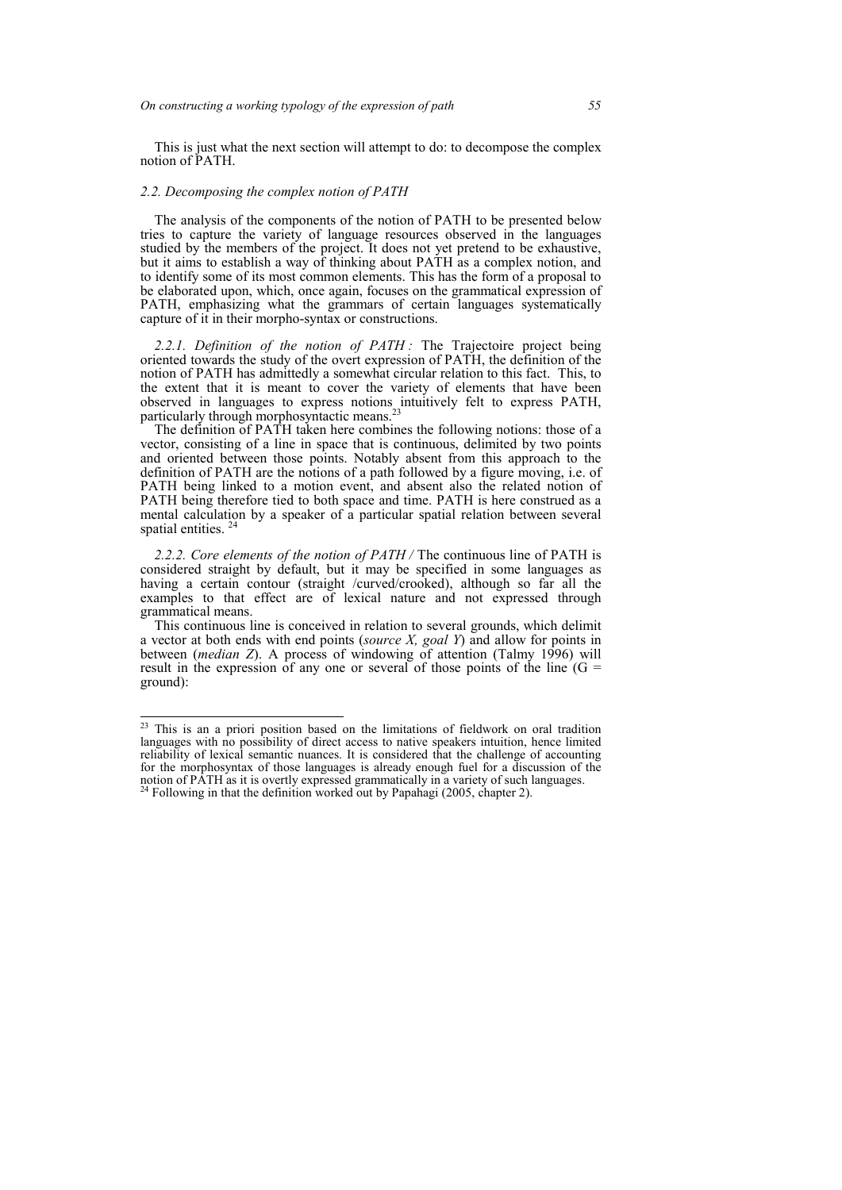This is just what the next section will attempt to do: to decompose the complex notion of PATH.

### *2.2. Decomposing the complex notion of PATH*

The analysis of the components of the notion of PATH to be presented below tries to capture the variety of language resources observed in the languages studied by the members of the project. It does not yet pretend to be exhaustive, but it aims to establish a way of thinking about PATH as a complex notion, and to identify some of its most common elements. This has the form of a proposal to be elaborated upon, which, once again, focuses on the grammatical expression of PATH, emphasizing what the grammars of certain languages systematically capture of it in their morpho-syntax or constructions.

*2.2.1. Definition of the notion of PATH :* The Trajectoire project being oriented towards the study of the overt expression of PATH, the definition of the notion of PATH has admittedly a somewhat circular relation to this fact. This, to the extent that it is meant to cover the variety of elements that have been observed in languages to express notions intuitively felt to express PATH, particularly through morphosyntactic means.[23]

The definition of PATH taken here combines the following notions: those of a vector, consisting of a line in space that is continuous, delimited by two points and oriented between those points. Notably absent from this approach to the definition of PATH are the notions of a path followed by a figure moving, i.e. of PATH being linked to a motion event, and absent also the related notion of PATH being therefore tied to both space and time. PATH is here construed as a mental calculation by a speaker of a particular spatial relation between several spatial entities. [24]

*2.2.2. Core elements of the notion of PATH /* The continuous line of PATH is considered straight by default, but it may be specified in some languages as having a certain contour (straight /curved/crooked), although so far all the examples to that effect are of lexical nature and not expressed through grammatical means.

This continuous line is conceived in relation to several grounds, which delimit a vector at both ends with end points (*source X, goal Y*) and allow for points in between (*median Z*). A process of windowing of attention (Talmy 1996) will result in the expression of any one or several of those points of the line (G = ground):

---

[23] This is an a priori position based on the limitations of fieldwork on oral tradition languages with no possibility of direct access to native speakers intuition, hence limited reliability of lexical semantic nuances. It is considered that the challenge of accounting for the morphosyntax of those languages is already enough fuel for a discussion of the notion of PATH as it is overtly expressed grammatically in a variety of such languages.

[24] Following in that the definition worked out by Papahagi (2005, chapter 2).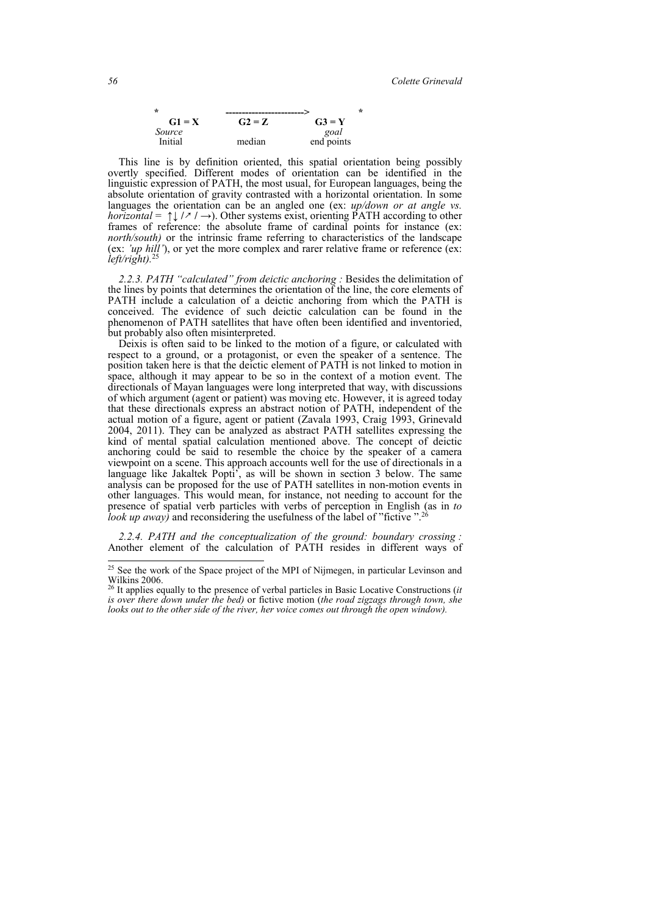```
*                    ------------------------->              *
    G1 = X              G2 = Z              G3 = Y
  Source                                      goal
  Initial               median             end points
```

This line is by definition oriented, this spatial orientation being possibly overtly specified. Different modes of orientation can be identified in the linguistic expression of PATH, the most usual, for European languages, being the absolute orientation of gravity contrasted with a horizontal orientation. In some languages the orientation can be an angled one (ex: *up/down or at angle vs. horizontal* = ↑↓ / ↗ / →). Other systems exist, orienting PATH according to other frames of reference: the absolute frame of cardinal points for instance (ex: *north/south)* or the intrinsic frame referring to characteristics of the landscape (ex: *'up hill'*), or yet the more complex and rarer relative frame or reference (ex: *left/right).*[25]

*2.2.3. PATH "calculated" from deictic anchoring :* Besides the delimitation of the lines by points that determines the orientation of the line, the core elements of PATH include a calculation of a deictic anchoring from which the PATH is conceived. The evidence of such deictic calculation can be found in the phenomenon of PATH satellites that have often been identified and inventoried, but probably also often misinterpreted.

Deixis is often said to be linked to the motion of a figure, or calculated with respect to a ground, or a protagonist, or even the speaker of a sentence. The position taken here is that the deictic element of PATH is not linked to motion in space, although it may appear to be so in the context of a motion event. The directionals of Mayan languages were long interpreted that way, with discussions of which argument (agent or patient) was moving etc. However, it is agreed today that these directionals express an abstract notion of PATH, independent of the actual motion of a figure, agent or patient (Zavala 1993, Craig 1993, Grinevald 2004, 2011). They can be analyzed as abstract PATH satellites expressing the kind of mental spatial calculation mentioned above. The concept of deictic anchoring could be said to resemble the choice by the speaker of a camera viewpoint on a scene. This approach accounts well for the use of directionals in a language like Jakaltek Popti', as will be shown in section 3 below. The same analysis can be proposed for the use of PATH satellites in non-motion events in other languages. This would mean, for instance, not needing to account for the presence of spatial verb particles with verbs of perception in English (as in *to look up away)* and reconsidering the usefulness of the label of "fictive ".[26]

*2.2.4. PATH and the conceptualization of the ground: boundary crossing :* Another element of the calculation of PATH resides in different ways of

[25] See the work of the Space project of the MPI of Nijmegen, in particular Levinson and Wilkins 2006.

[26] It applies equally to the presence of verbal particles in Basic Locative Constructions (*it is over there down under the bed)* or fictive motion (*the road zigzags through town, she looks out to the other side of the river, her voice comes out through the open window).*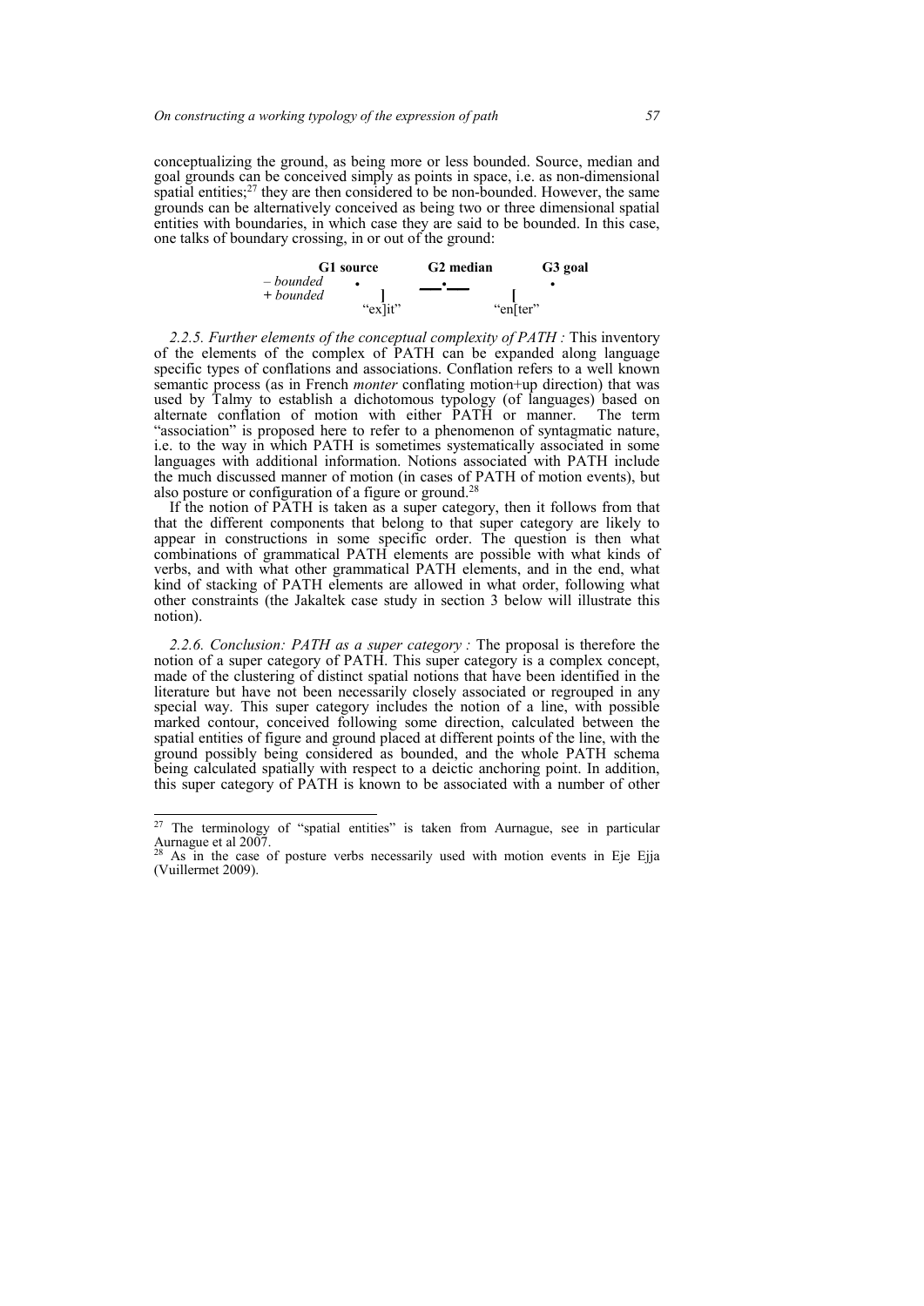conceptualizing the ground, as being more or less bounded. Source, median and goal grounds can be conceived simply as points in space, i.e. as non-dimensional spatial entities;[27] they are then considered to be non-bounded. However, the same grounds can be alternatively conceived as being two or three dimensional spatial entities with boundaries, in which case they are said to be bounded. In this case, one talks of boundary crossing, in or out of the ground:

| | G1 source | G2 median | G3 goal |
|---|---|---|---|
| *– bounded* | • | —•— | • |
| *+ bounded* | ] "ex]it" | | [ "en[ter" |

*2.2.5. Further elements of the conceptual complexity of PATH :* This inventory of the elements of the complex of PATH can be expanded along language specific types of conflations and associations. Conflation refers to a well known semantic process (as in French *monter* conflating motion+up direction) that was used by Talmy to establish a dichotomous typology (of languages) based on alternate conflation of motion with either PATH or manner. The term "association" is proposed here to refer to a phenomenon of syntagmatic nature, i.e. to the way in which PATH is sometimes systematically associated in some languages with additional information. Notions associated with PATH include the much discussed manner of motion (in cases of PATH of motion events), but also posture or configuration of a figure or ground.[28]

If the notion of PATH is taken as a super category, then it follows from that that the different components that belong to that super category are likely to appear in constructions in some specific order. The question is then what combinations of grammatical PATH elements are possible with what kinds of verbs, and with what other grammatical PATH elements, and in the end, what kind of stacking of PATH elements are allowed in what order, following what other constraints (the Jakaltek case study in section 3 below will illustrate this notion).

*2.2.6. Conclusion: PATH as a super category :* The proposal is therefore the notion of a super category of PATH. This super category is a complex concept, made of the clustering of distinct spatial notions that have been identified in the literature but have not been necessarily closely associated or regrouped in any special way. This super category includes the notion of a line, with possible marked contour, conceived following some direction, calculated between the spatial entities of figure and ground placed at different points of the line, with the ground possibly being considered as bounded, and the whole PATH schema being calculated spatially with respect to a deictic anchoring point. In addition, this super category of PATH is known to be associated with a number of other

---

[27] The terminology of "spatial entities" is taken from Aurnague, see in particular Aurnague et al 2007.

[28] As in the case of posture verbs necessarily used with motion events in Eje Ejja (Vuillermet 2009).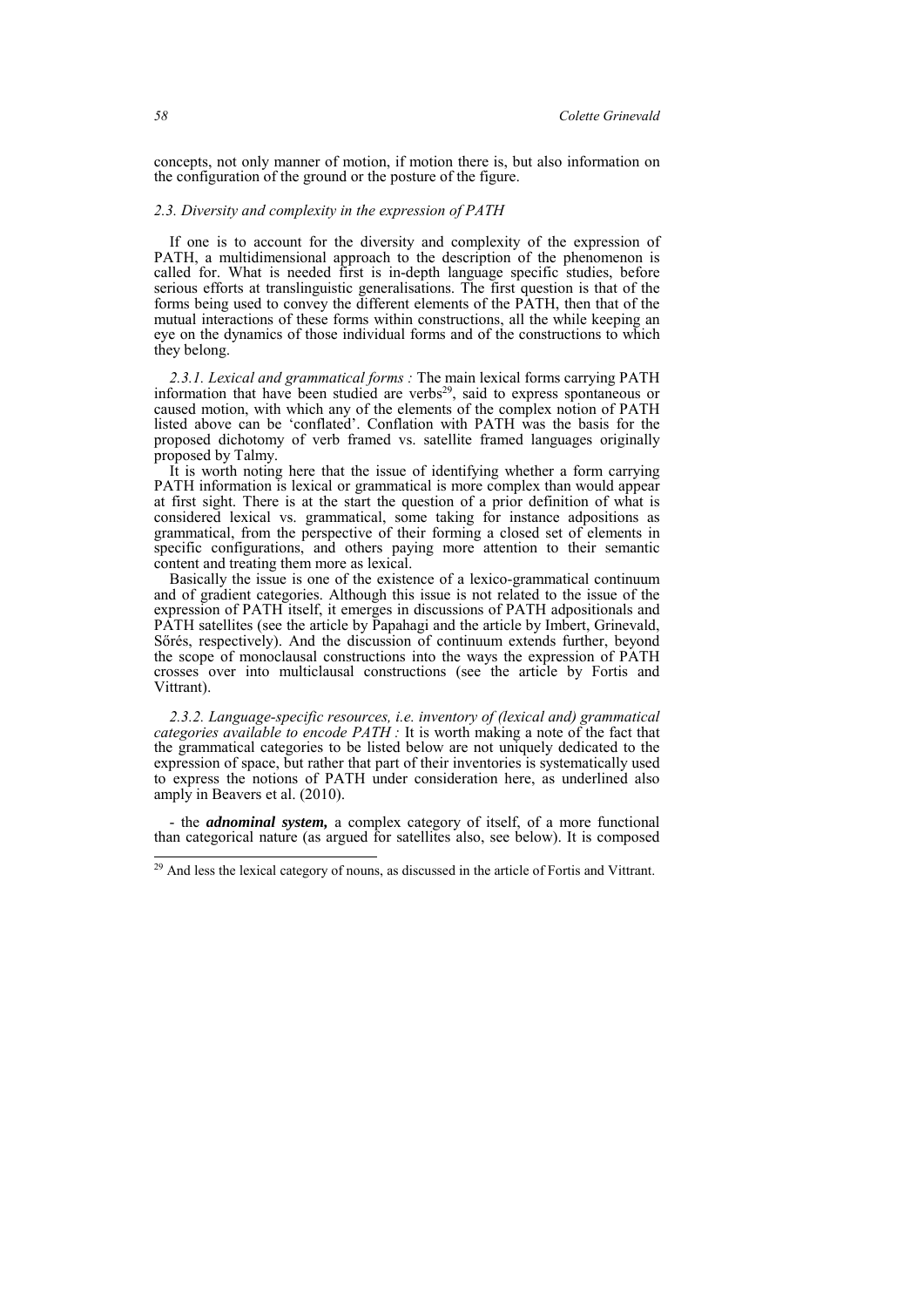concepts, not only manner of motion, if motion there is, but also information on the configuration of the ground or the posture of the figure.

### *2.3. Diversity and complexity in the expression of PATH*

If one is to account for the diversity and complexity of the expression of PATH, a multidimensional approach to the description of the phenomenon is called for. What is needed first is in-depth language specific studies, before serious efforts at translinguistic generalisations. The first question is that of the forms being used to convey the different elements of the PATH, then that of the mutual interactions of these forms within constructions, all the while keeping an eye on the dynamics of those individual forms and of the constructions to which they belong.

*2.3.1. Lexical and grammatical forms :* The main lexical forms carrying PATH information that have been studied are verbs[29], said to express spontaneous or caused motion, with which any of the elements of the complex notion of PATH listed above can be 'conflated'. Conflation with PATH was the basis for the proposed dichotomy of verb framed vs. satellite framed languages originally proposed by Talmy.

It is worth noting here that the issue of identifying whether a form carrying PATH information is lexical or grammatical is more complex than would appear at first sight. There is at the start the question of a prior definition of what is considered lexical vs. grammatical, some taking for instance adpositions as grammatical, from the perspective of their forming a closed set of elements in specific configurations, and others paying more attention to their semantic content and treating them more as lexical.

Basically the issue is one of the existence of a lexico-grammatical continuum and of gradient categories. Although this issue is not related to the issue of the expression of PATH itself, it emerges in discussions of PATH adpositionals and PATH satellites (see the article by Papahagi and the article by Imbert, Grinevald, Sőrés, respectively). And the discussion of continuum extends further, beyond the scope of monoclausal constructions into the ways the expression of PATH crosses over into multiclausal constructions (see the article by Fortis and Vittrant).

*2.3.2. Language-specific resources, i.e. inventory of (lexical and) grammatical categories available to encode PATH :* It is worth making a note of the fact that the grammatical categories to be listed below are not uniquely dedicated to the expression of space, but rather that part of their inventories is systematically used to express the notions of PATH under consideration here, as underlined also amply in Beavers et al. (2010).

- the ***adnominal system,*** a complex category of itself, of a more functional than categorical nature (as argued for satellites also, see below). It is composed

[29] And less the lexical category of nouns, as discussed in the article of Fortis and Vittrant.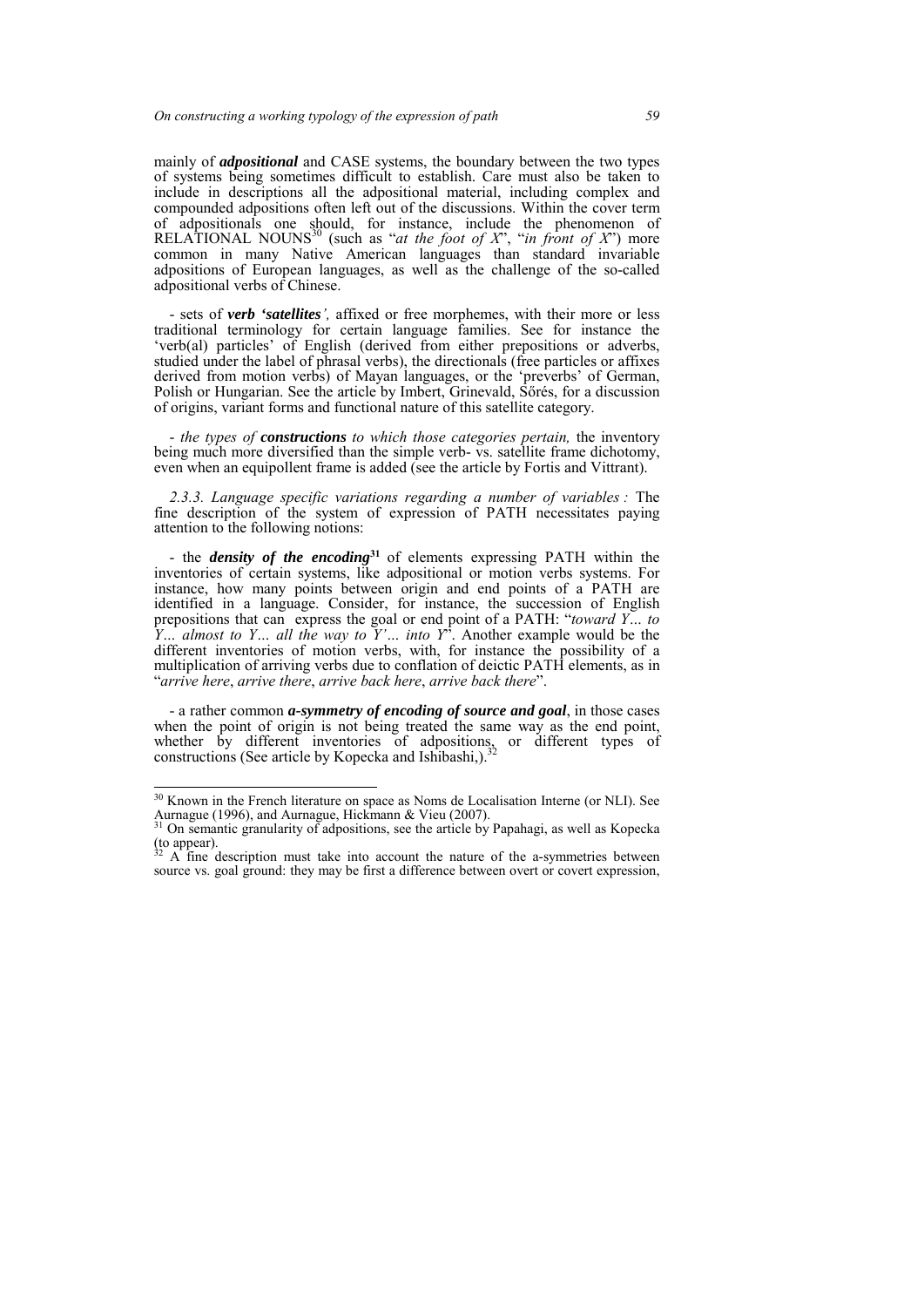mainly of ***adpositional*** and CASE systems, the boundary between the two types of systems being sometimes difficult to establish. Care must also be taken to include in descriptions all the adpositional material, including complex and compounded adpositions often left out of the discussions. Within the cover term of adpositionals one should, for instance, include the phenomenon of RELATIONAL NOUNS[30] (such as "*at the foot of X*", "*in front of X*") more common in many Native American languages than standard invariable adpositions of European languages, as well as the challenge of the so-called adpositional verbs of Chinese.

- sets of ***verb 'satellites'****,* affixed or free morphemes, with their more or less traditional terminology for certain language families. See for instance the 'verb(al) particles' of English (derived from either prepositions or adverbs, studied under the label of phrasal verbs), the directionals (free particles or affixes derived from motion verbs) of Mayan languages, or the 'preverbs' of German, Polish or Hungarian. See the article by Imbert, Grinevald, Sőrés, for a discussion of origins, variant forms and functional nature of this satellite category.

- *the types of* ***constructions*** *to which those categories pertain,* the inventory being much more diversified than the simple verb- vs. satellite frame dichotomy, even when an equipollent frame is added (see the article by Fortis and Vittrant).

*2.3.3. Language specific variations regarding a number of variables :* The fine description of the system of expression of PATH necessitates paying attention to the following notions:

- the ***density of the encoding***[31] of elements expressing PATH within the inventories of certain systems, like adpositional or motion verbs systems. For instance, how many points between origin and end points of a PATH are identified in a language. Consider, for instance, the succession of English prepositions that can express the goal or end point of a PATH: "*toward Y… to Y… almost to Y… all the way to Y'… into Y*". Another example would be the different inventories of motion verbs, with, for instance the possibility of a multiplication of arriving verbs due to conflation of deictic PATH elements, as in "*arrive here*, *arrive there*, *arrive back here*, *arrive back there*".

- a rather common ***a-symmetry of encoding of source and goal***, in those cases when the point of origin is not being treated the same way as the end point, whether by different inventories of adpositions, or different types of constructions (See article by Kopecka and Ishibashi,).[32]

---

[30] Known in the French literature on space as Noms de Localisation Interne (or NLI). See Aurnague (1996), and Aurnague, Hickmann & Vieu (2007).

[31] On semantic granularity of adpositions, see the article by Papahagi, as well as Kopecka (to appear).

[32] A fine description must take into account the nature of the a-symmetries between source vs. goal ground: they may be first a difference between overt or covert expression,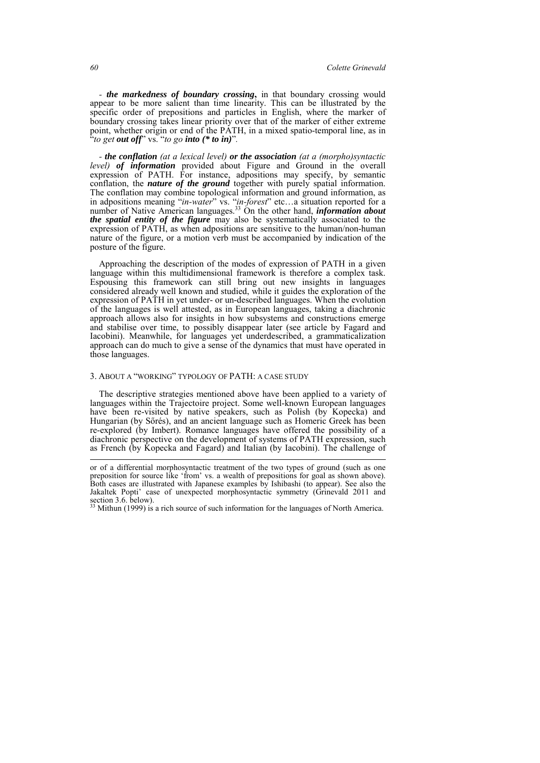- ***the markedness of boundary crossing*****,** in that boundary crossing would appear to be more salient than time linearity. This can be illustrated by the specific order of prepositions and particles in English, where the marker of boundary crossing takes linear priority over that of the marker of either extreme point, whether origin or end of the PATH, in a mixed spatio-temporal line, as in "*to get **out off***" vs. "*to go **into (\* to in)***".

- ***the conflation*** *(at a lexical level)* ***or the association*** *(at a (morpho)syntactic level)* ***of information*** provided about Figure and Ground in the overall expression of PATH. For instance, adpositions may specify, by semantic conflation, the ***nature of the ground*** together with purely spatial information. The conflation may combine topological information and ground information, as in adpositions meaning "*in-water*" vs. "*in-forest*" etc…a situation reported for a number of Native American languages.[33] On the other hand, ***information about the spatial entity of the figure*** may also be systematically associated to the expression of PATH, as when adpositions are sensitive to the human/non-human nature of the figure, or a motion verb must be accompanied by indication of the posture of the figure.

Approaching the description of the modes of expression of PATH in a given language within this multidimensional framework is therefore a complex task. Espousing this framework can still bring out new insights in languages considered already well known and studied, while it guides the exploration of the expression of PATH in yet under- or un-described languages. When the evolution of the languages is well attested, as in European languages, taking a diachronic approach allows also for insights in how subsystems and constructions emerge and stabilise over time, to possibly disappear later (see article by Fagard and Iacobini). Meanwhile, for languages yet underdescribed, a grammaticalization approach can do much to give a sense of the dynamics that must have operated in those languages.

## 3. ABOUT A "WORKING" TYPOLOGY OF PATH: A CASE STUDY

The descriptive strategies mentioned above have been applied to a variety of languages within the Trajectoire project. Some well-known European languages have been re-visited by native speakers, such as Polish (by Kopecka) and Hungarian (by Sőrés), and an ancient language such as Homeric Greek has been re-explored (by Imbert). Romance languages have offered the possibility of a diachronic perspective on the development of systems of PATH expression, such as French (by Kopecka and Fagard) and Italian (by Iacobini). The challenge of

---

or of a differential morphosyntactic treatment of the two types of ground (such as one preposition for source like 'from' vs. a wealth of prepositions for goal as shown above). Both cases are illustrated with Japanese examples by Ishibashi (to appear). See also the Jakaltek Popti' case of unexpected morphosyntactic symmetry (Grinevald 2011 and section 3.6. below).

[33] Mithun (1999) is a rich source of such information for the languages of North America.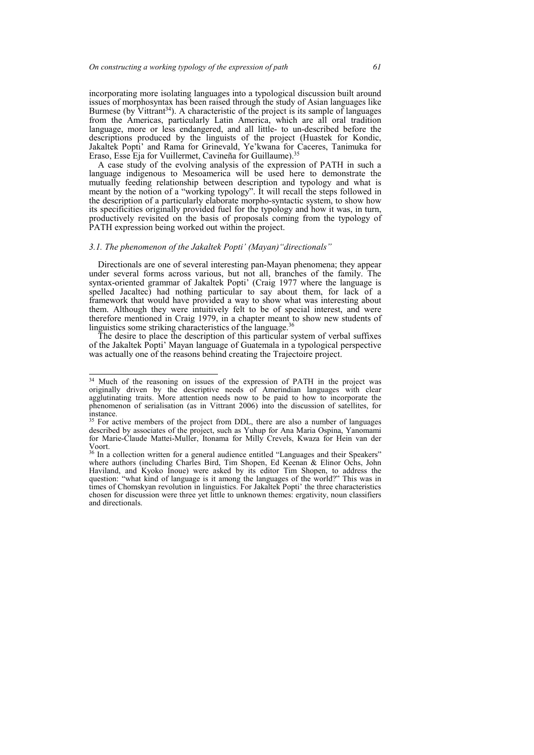incorporating more isolating languages into a typological discussion built around issues of morphosyntax has been raised through the study of Asian languages like Burmese (by Vittrant[34]). A characteristic of the project is its sample of languages from the Americas, particularly Latin America, which are all oral tradition language, more or less endangered, and all little- to un-described before the descriptions produced by the linguists of the project (Huastek for Kondic, Jakaltek Popti' and Rama for Grinevald, Ye'kwana for Caceres, Tanimuka for Eraso, Esse Eja for Vuillermet, Cavineña for Guillaume).[35]

A case study of the evolving analysis of the expression of PATH in such a language indigenous to Mesoamerica will be used here to demonstrate the mutually feeding relationship between description and typology and what is meant by the notion of a "working typology". It will recall the steps followed in the description of a particularly elaborate morpho-syntactic system, to show how its specificities originally provided fuel for the typology and how it was, in turn, productively revisited on the basis of proposals coming from the typology of PATH expression being worked out within the project.

### *3.1. The phenomenon of the Jakaltek Popti' (Mayan) "directionals"*

Directionals are one of several interesting pan-Mayan phenomena; they appear under several forms across various, but not all, branches of the family. The syntax-oriented grammar of Jakaltek Popti' (Craig 1977 where the language is spelled Jacaltec) had nothing particular to say about them, for lack of a framework that would have provided a way to show what was interesting about them. Although they were intuitively felt to be of special interest, and were therefore mentioned in Craig 1979, in a chapter meant to show new students of linguistics some striking characteristics of the language.[36]

The desire to place the description of this particular system of verbal suffixes of the Jakaltek Popti' Mayan language of Guatemala in a typological perspective was actually one of the reasons behind creating the Trajectoire project.

---

[34] Much of the reasoning on issues of the expression of PATH in the project was originally driven by the descriptive needs of Amerindian languages with clear agglutinating traits. More attention needs now to be paid to how to incorporate the phenomenon of serialisation (as in Vittrant 2006) into the discussion of satellites, for instance.

[35] For active members of the project from DDL, there are also a number of languages described by associates of the project, such as Yuhup for Ana Maria Ospina, Yanomami for Marie-Claude Mattei-Muller, Itonama for Milly Crevels, Kwaza for Hein van der Voort.

[36] In a collection written for a general audience entitled "Languages and their Speakers" where authors (including Charles Bird, Tim Shopen, Ed Keenan & Elinor Ochs, John Haviland, and Kyoko Inoue) were asked by its editor Tim Shopen, to address the question: "what kind of language is it among the languages of the world?" This was in times of Chomskyan revolution in linguistics. For Jakaltek Popti' the three characteristics chosen for discussion were three yet little to unknown themes: ergativity, noun classifiers and directionals.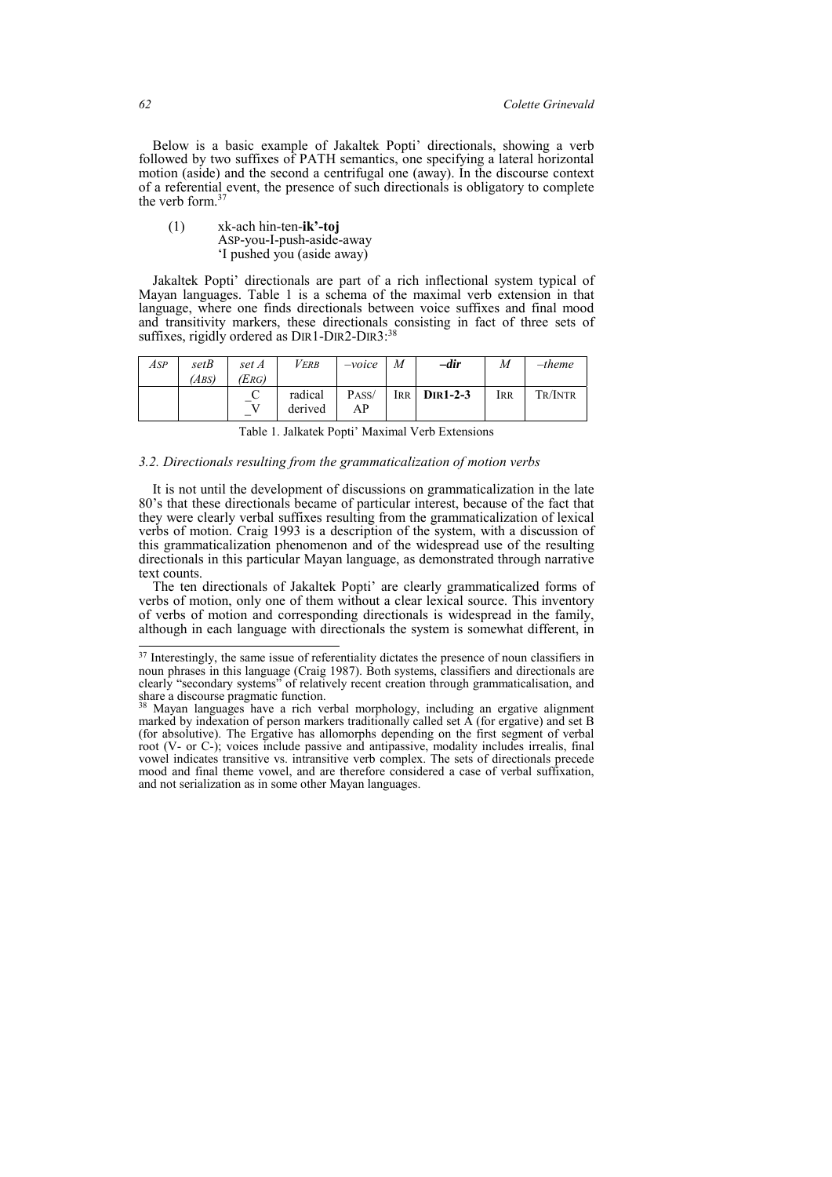Below is a basic example of Jakaltek Popti' directionals, showing a verb followed by two suffixes of PATH semantics, one specifying a lateral horizontal motion (aside) and the second a centrifugal one (away). In the discourse context of a referential event, the presence of such directionals is obligatory to complete the verb form.[37]

(1) xk-ach hin-ten-**ik'-toj**
ASP-you-I-push-aside-away
'I pushed you (aside away)

Jakaltek Popti' directionals are part of a rich inflectional system typical of Mayan languages. Table 1 is a schema of the maximal verb extension in that language, where one finds directionals between voice suffixes and final mood and transitivity markers, these directionals consisting in fact of three sets of suffixes, rigidly ordered as DIR1-DIR2-DIR3:[38]

| *ASP* | *setB (ABS)* | *set A (ERG)* | *VERB* | *–voice* | *M* | ***–dir*** | *M* | *–theme* |
|---|---|---|---|---|---|---|---|---|
| | | _C _V | radical derived | PASS/ AP | IRR | **DIR1-2-3** | IRR | TR/INTR |

Table 1. Jalkatek Popti' Maximal Verb Extensions

### *3.2. Directionals resulting from the grammaticalization of motion verbs*

It is not until the development of discussions on grammaticalization in the late 80's that these directionals became of particular interest, because of the fact that they were clearly verbal suffixes resulting from the grammaticalization of lexical verbs of motion. Craig 1993 is a description of the system, with a discussion of this grammaticalization phenomenon and of the widespread use of the resulting directionals in this particular Mayan language, as demonstrated through narrative text counts.

The ten directionals of Jakaltek Popti' are clearly grammaticalized forms of verbs of motion, only one of them without a clear lexical source. This inventory of verbs of motion and corresponding directionals is widespread in the family, although in each language with directionals the system is somewhat different, in

---

[37] Interestingly, the same issue of referentiality dictates the presence of noun classifiers in noun phrases in this language (Craig 1987). Both systems, classifiers and directionals are clearly "secondary systems" of relatively recent creation through grammaticalisation, and share a discourse pragmatic function.

[38] Mayan languages have a rich verbal morphology, including an ergative alignment marked by indexation of person markers traditionally called set A (for ergative) and set B (for absolutive). The Ergative has allomorphs depending on the first segment of verbal root (V- or C-); voices include passive and antipassive, modality includes irrealis, final vowel indicates transitive vs. intransitive verb complex. The sets of directionals precede mood and final theme vowel, and are therefore considered a case of verbal suffixation, and not serialization as in some other Mayan languages.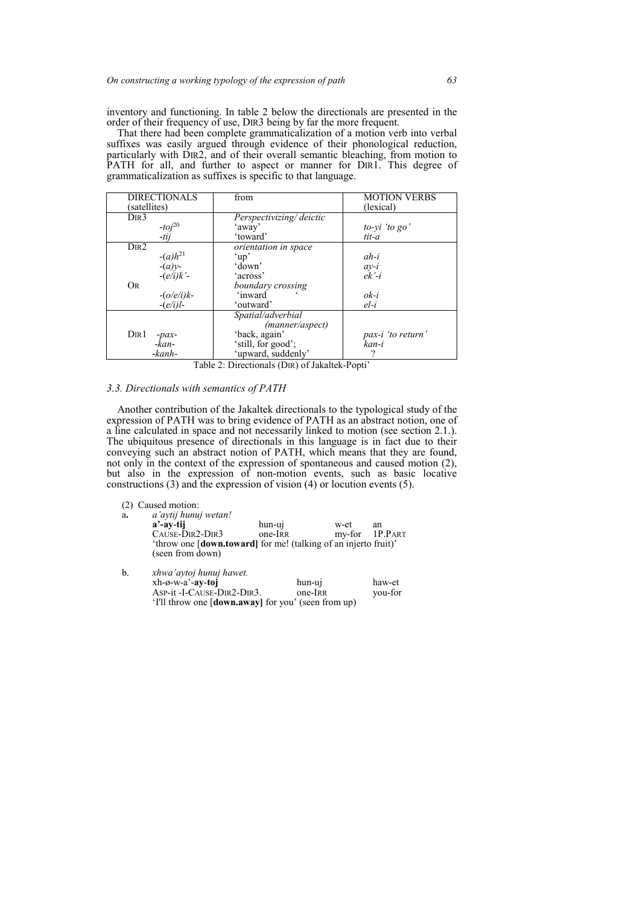inventory and functioning. In table 2 below the directionals are presented in the order of their frequency of use, DIR3 being by far the more frequent.

That there had been complete grammaticalization of a motion verb into verbal suffixes was easily argued through evidence of their phonological reduction, particularly with DIR2, and of their overall semantic bleaching, from motion to PATH for all, and further to aspect or manner for DIR1. This degree of grammaticalization as suffixes is specific to that language.

| DIRECTIONALS (satellites) | from | MOTION VERBS (lexical) |
|---|---|---|
| DIR3 | *Perspectivizing/ deictic* | |
| *-toj*[20] | 'away' | *to-yi 'to go'* |
| *-tij* | 'toward' | *tit-a* |
| DIR2 | *orientation in space* | |
| *-(a)h*[21] | 'up' | *ah-i* |
| *-(a)y-* | 'down' | *ay-i* |
| *-(e/i)k'-* | 'across' | *ek'-i* |
| OR | *boundary crossing* | |
| *-(o/e/i)k-* | 'inward ' | *ok-i* |
| *-(e/i)l-* | 'outward' | *el-i* |
| | *Spatial/adverbial (manner/aspect)* | |
| DIR1 *-pax-* | 'back, again' | *pax-i 'to return'* |
| *-kan-* | 'still, for good'; | *kan-i* |
| *-kanh-* | 'upward, suddenly' | ? |

Table 2: Directionals (DIR) of Jakaltek-Popti'

### 3.3. Directionals with semantics of PATH

Another contribution of the Jakaltek directionals to the typological study of the expression of PATH was to bring evidence of PATH as an abstract notion, one of a line calculated in space and not necessarily linked to motion (see section 2.1.). The ubiquitous presence of directionals in this language is in fact due to their conveying such an abstract notion of PATH, which means that they are found, not only in the context of the expression of spontaneous and caused motion (2), but also in the expression of non-motion events, such as basic locative constructions (3) and the expression of vision (4) or locution events (5).

(2) Caused motion:

a. *a'aytij hunuj wetan!*
**a'-ay-tij** hun-uj w-et an
CAUSE-DIR2-DIR3 one-IRR my-for 1P.PART
'throw one [**down.toward**] for me! (talking of an injerto fruit)' (seen from down)

b. *xhwa'aytoj hunuj hawet.*
xh-ø-w-a'-**ay-toj** hun-uj haw-et
ASP-it -I-CAUSE-DIR2-DIR3. one-IRR you-for
'I'll throw one [**down.away**] for you' (seen from up)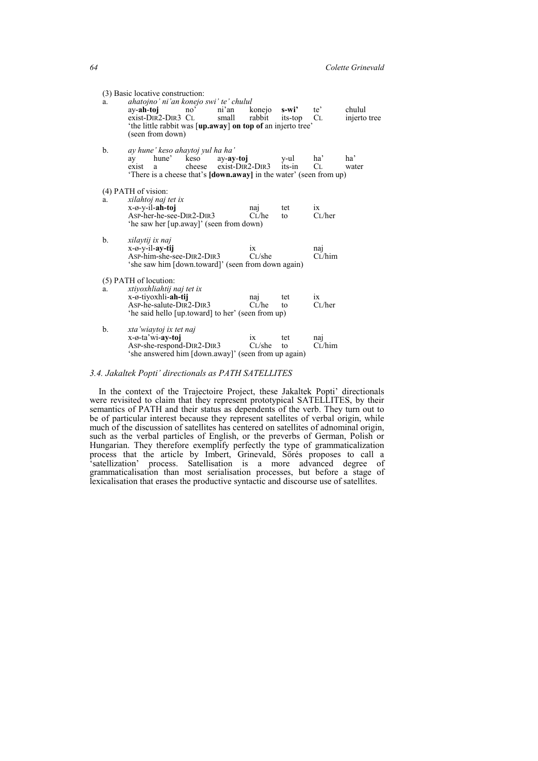(3) Basic locative construction:

a. *ahatojno' ni'an konejo swi' te' chulul*

| ay-**ah-toj** | no' | ni'an | konejo | **s-wi'** | te' | chulul |
|---|---|---|---|---|---|---|
| exist-DIR2-DIR3 | CL | small | rabbit | its-top | CL | injerto tree |

'the little rabbit was [**up.away**] **on top of** an injerto tree' (seen from down)

b. *ay hune' keso ahaytoj yul ha ha'*

| ay | hune' | keso | ay-**ay-toj** | y-ul | ha' | ha' |
|---|---|---|---|---|---|---|
| exist | a | cheese | exist-DIR2-DIR3 | its-in | CL | water |

'There is a cheese that's **[down.away]** in the water' (seen from up)

(4) PATH of vision:

a. *xilahtoj naj tet ix*

| x-ø-y-il-**ah-toj** | naj | tet | ix |
|---|---|---|---|
| ASP-her-he-see-DIR2-DIR3 | CL/he | to | CL/her |

'he saw her [up.away]' (seen from down)

b. *xilaytij ix naj*

| x-ø-y-il-**ay-tij** | ix | naj |
|---|---|---|
| ASP-him-she-see-DIR2-DIR3 | CL/she | CL/him |

'she saw him [down.toward]' (seen from down again)

(5) PATH of locution:

a. *xtiyoxhliahtij naj tet ix*

| x-ø-tiyoxhli-**ah-tij** | naj | tet | ix |
|---|---|---|---|
| ASP-he-salute-DIR2-DIR3 | CL/he | to | CL/her |

'he said hello [up.toward] to her' (seen from up)

b. *xta'wiaytoj ix tet naj*

| x-ø-ta'wi-**ay-toj** | ix | tet | naj |
|---|---|---|---|
| ASP-she-respond-DIR2-DIR3 | CL/she | to | CL/him |

'she answered him [down.away]' (seen from up again)

### *3.4. Jakaltek Popti' directionals as PATH SATELLITES*

In the context of the Trajectoire Project, these Jakaltek Popti' directionals were revisited to claim that they represent prototypical SATELLITES, by their semantics of PATH and their status as dependents of the verb. They turn out to be of particular interest because they represent satellites of verbal origin, while much of the discussion of satellites has centered on satellites of adnominal origin, such as the verbal particles of English, or the preverbs of German, Polish or Hungarian. They therefore exemplify perfectly the type of grammaticalization process that the article by Imbert, Grinevald, Sőrés proposes to call a 'satellization' process. Satellisation is a more advanced degree of grammaticalisation than most serialisation processes, but before a stage of lexicalisation that erases the productive syntactic and discourse use of satellites.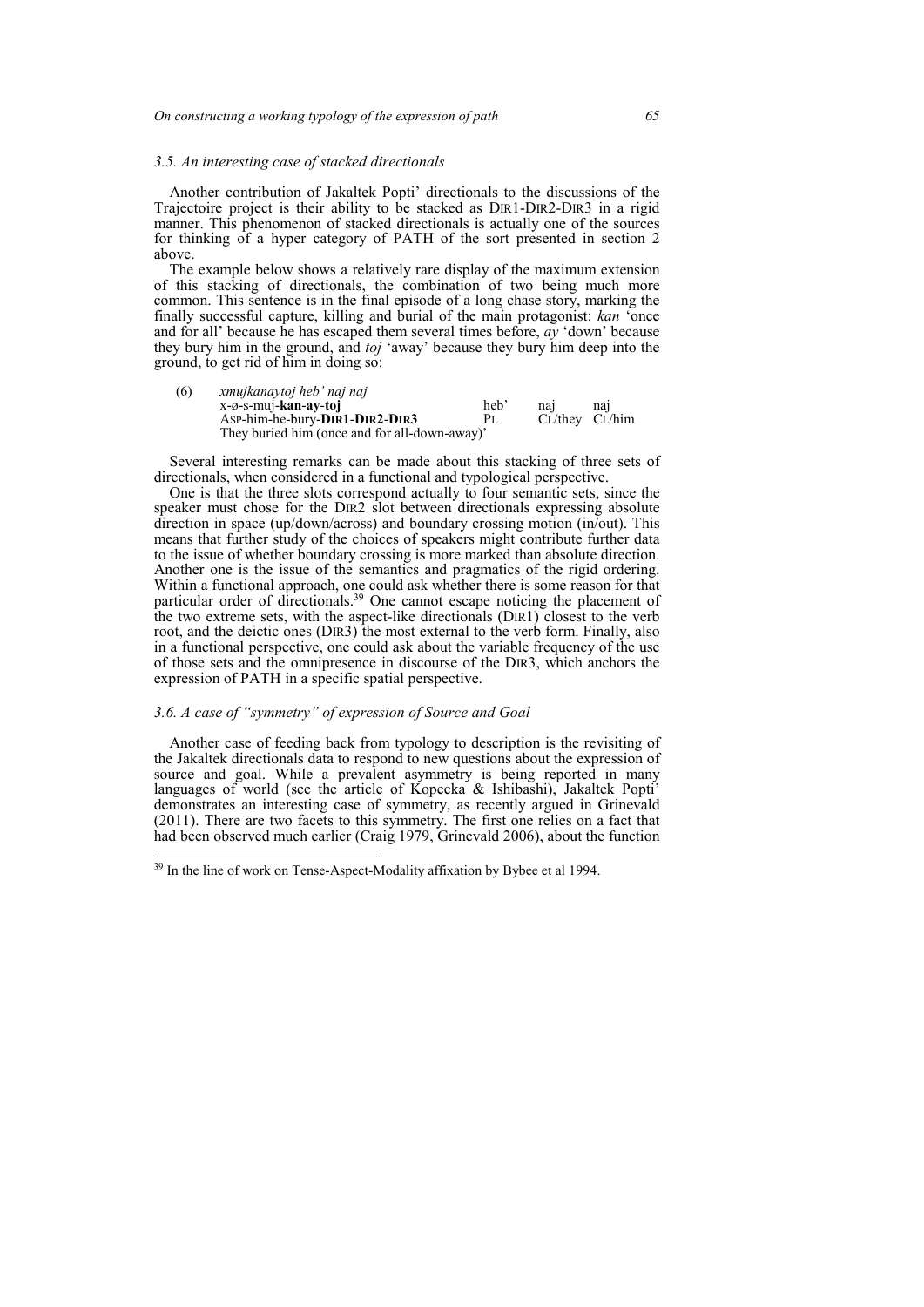### 3.5. An interesting case of stacked directionals

Another contribution of Jakaltek Popti' directionals to the discussions of the Trajectoire project is their ability to be stacked as DIR1-DIR2-DIR3 in a rigid manner. This phenomenon of stacked directionals is actually one of the sources for thinking of a hyper category of PATH of the sort presented in section 2 above.

The example below shows a relatively rare display of the maximum extension of this stacking of directionals, the combination of two being much more common. This sentence is in the final episode of a long chase story, marking the finally successful capture, killing and burial of the main protagonist: *kan* 'once and for all' because he has escaped them several times before, *ay* 'down' because they bury him in the ground, and *toj* 'away' because they bury him deep into the ground, to get rid of him in doing so:

(6) *xmujkanaytoj heb' naj naj*
x-ø-s-muj-**kan-ay-toj** heb' naj naj
ASP-him-he-bury-**DIR1-DIR2-DIR3** PL CL/they CL/him
They buried him (once and for all-down-away)'

Several interesting remarks can be made about this stacking of three sets of directionals, when considered in a functional and typological perspective.

One is that the three slots correspond actually to four semantic sets, since the speaker must chose for the DIR2 slot between directionals expressing absolute direction in space (up/down/across) and boundary crossing motion (in/out). This means that further study of the choices of speakers might contribute further data to the issue of whether boundary crossing is more marked than absolute direction. Another one is the issue of the semantics and pragmatics of the rigid ordering. Within a functional approach, one could ask whether there is some reason for that particular order of directionals.[39] One cannot escape noticing the placement of the two extreme sets, with the aspect-like directionals (DIR1) closest to the verb root, and the deictic ones (DIR3) the most external to the verb form. Finally, also in a functional perspective, one could ask about the variable frequency of the use of those sets and the omnipresence in discourse of the DIR3, which anchors the expression of PATH in a specific spatial perspective.

### 3.6. A case of "symmetry" of expression of Source and Goal

Another case of feeding back from typology to description is the revisiting of the Jakaltek directionals data to respond to new questions about the expression of source and goal. While a prevalent asymmetry is being reported in many languages of world (see the article of Kopecka & Ishibashi), Jakaltek Popti' demonstrates an interesting case of symmetry, as recently argued in Grinevald (2011). There are two facets to this symmetry. The first one relies on a fact that had been observed much earlier (Craig 1979, Grinevald 2006), about the function

[39] In the line of work on Tense-Aspect-Modality affixation by Bybee et al 1994.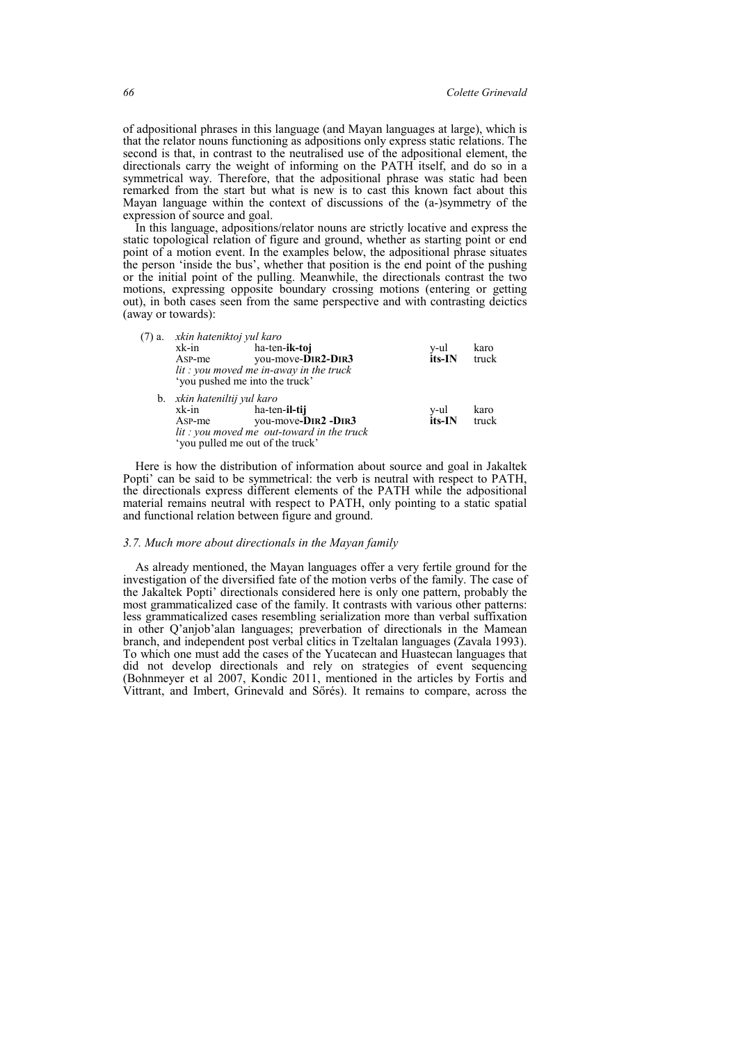of adpositional phrases in this language (and Mayan languages at large), which is that the relator nouns functioning as adpositions only express static relations. The second is that, in contrast to the neutralised use of the adpositional element, the directionals carry the weight of informing on the PATH itself, and do so in a symmetrical way. Therefore, that the adpositional phrase was static had been remarked from the start but what is new is to cast this known fact about this Mayan language within the context of discussions of the (a-)symmetry of the expression of source and goal.

In this language, adpositions/relator nouns are strictly locative and express the static topological relation of figure and ground, whether as starting point or end point of a motion event. In the examples below, the adpositional phrase situates the person 'inside the bus', whether that position is the end point of the pushing or the initial point of the pulling. Meanwhile, the directionals contrast the two motions, expressing opposite boundary crossing motions (entering or getting out), in both cases seen from the same perspective and with contrasting deictics (away or towards):

(7) a. *xkin hateniktoj yul karo*
xk-in ha-ten-**ik-toj** y-ul karo
Asp-me you-move-**Dir2-Dir3** **its-IN** truck
*lit : you moved me in-away in the truck*
'you pushed me into the truck'

b. *xkin hateniltij yul karo*
xk-in ha-ten-**il-tij** y-ul karo
Asp-me you-move-**Dir2 -Dir3** **its-IN** truck
*lit : you moved me out-toward in the truck*
'you pulled me out of the truck'

Here is how the distribution of information about source and goal in Jakaltek Popti' can be said to be symmetrical: the verb is neutral with respect to PATH, the directionals express different elements of the PATH while the adpositional material remains neutral with respect to PATH, only pointing to a static spatial and functional relation between figure and ground.

### *3.7. Much more about directionals in the Mayan family*

As already mentioned, the Mayan languages offer a very fertile ground for the investigation of the diversified fate of the motion verbs of the family. The case of the Jakaltek Popti' directionals considered here is only one pattern, probably the most grammaticalized case of the family. It contrasts with various other patterns: less grammaticalized cases resembling serialization more than verbal suffixation in other Q'anjob'alan languages; preverbation of directionals in the Mamean branch, and independent post verbal clitics in Tzeltalan languages (Zavala 1993). To which one must add the cases of the Yucatecan and Huastecan languages that did not develop directionals and rely on strategies of event sequencing (Bohnmeyer et al 2007, Kondic 2011, mentioned in the articles by Fortis and Vittrant, and Imbert, Grinevald and Sőrés). It remains to compare, across the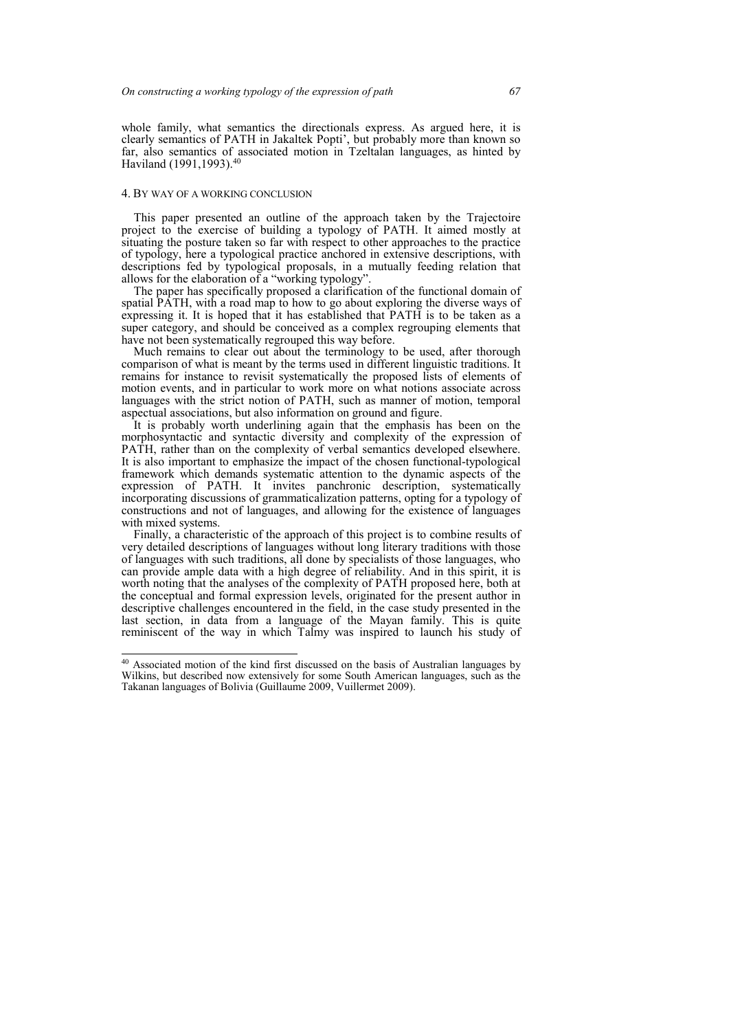whole family, what semantics the directionals express. As argued here, it is clearly semantics of PATH in Jakaltek Popti', but probably more than known so far, also semantics of associated motion in Tzeltalan languages, as hinted by Haviland (1991,1993).[40]

## 4. By way of a working conclusion

This paper presented an outline of the approach taken by the Trajectoire project to the exercise of building a typology of PATH. It aimed mostly at situating the posture taken so far with respect to other approaches to the practice of typology, here a typological practice anchored in extensive descriptions, with descriptions fed by typological proposals, in a mutually feeding relation that allows for the elaboration of a "working typology".

The paper has specifically proposed a clarification of the functional domain of spatial PATH, with a road map to how to go about exploring the diverse ways of expressing it. It is hoped that it has established that PATH is to be taken as a super category, and should be conceived as a complex regrouping elements that have not been systematically regrouped this way before.

Much remains to clear out about the terminology to be used, after thorough comparison of what is meant by the terms used in different linguistic traditions. It remains for instance to revisit systematically the proposed lists of elements of motion events, and in particular to work more on what notions associate across languages with the strict notion of PATH, such as manner of motion, temporal aspectual associations, but also information on ground and figure.

It is probably worth underlining again that the emphasis has been on the morphosyntactic and syntactic diversity and complexity of the expression of PATH, rather than on the complexity of verbal semantics developed elsewhere. It is also important to emphasize the impact of the chosen functional-typological framework which demands systematic attention to the dynamic aspects of the expression of PATH. It invites panchronic description, systematically incorporating discussions of grammaticalization patterns, opting for a typology of constructions and not of languages, and allowing for the existence of languages with mixed systems.

Finally, a characteristic of the approach of this project is to combine results of very detailed descriptions of languages without long literary traditions with those of languages with such traditions, all done by specialists of those languages, who can provide ample data with a high degree of reliability. And in this spirit, it is worth noting that the analyses of the complexity of PATH proposed here, both at the conceptual and formal expression levels, originated for the present author in descriptive challenges encountered in the field, in the case study presented in the last section, in data from a language of the Mayan family. This is quite reminiscent of the way in which Talmy was inspired to launch his study of

[40] Associated motion of the kind first discussed on the basis of Australian languages by Wilkins, but described now extensively for some South American languages, such as the Takanan languages of Bolivia (Guillaume 2009, Vuillermet 2009).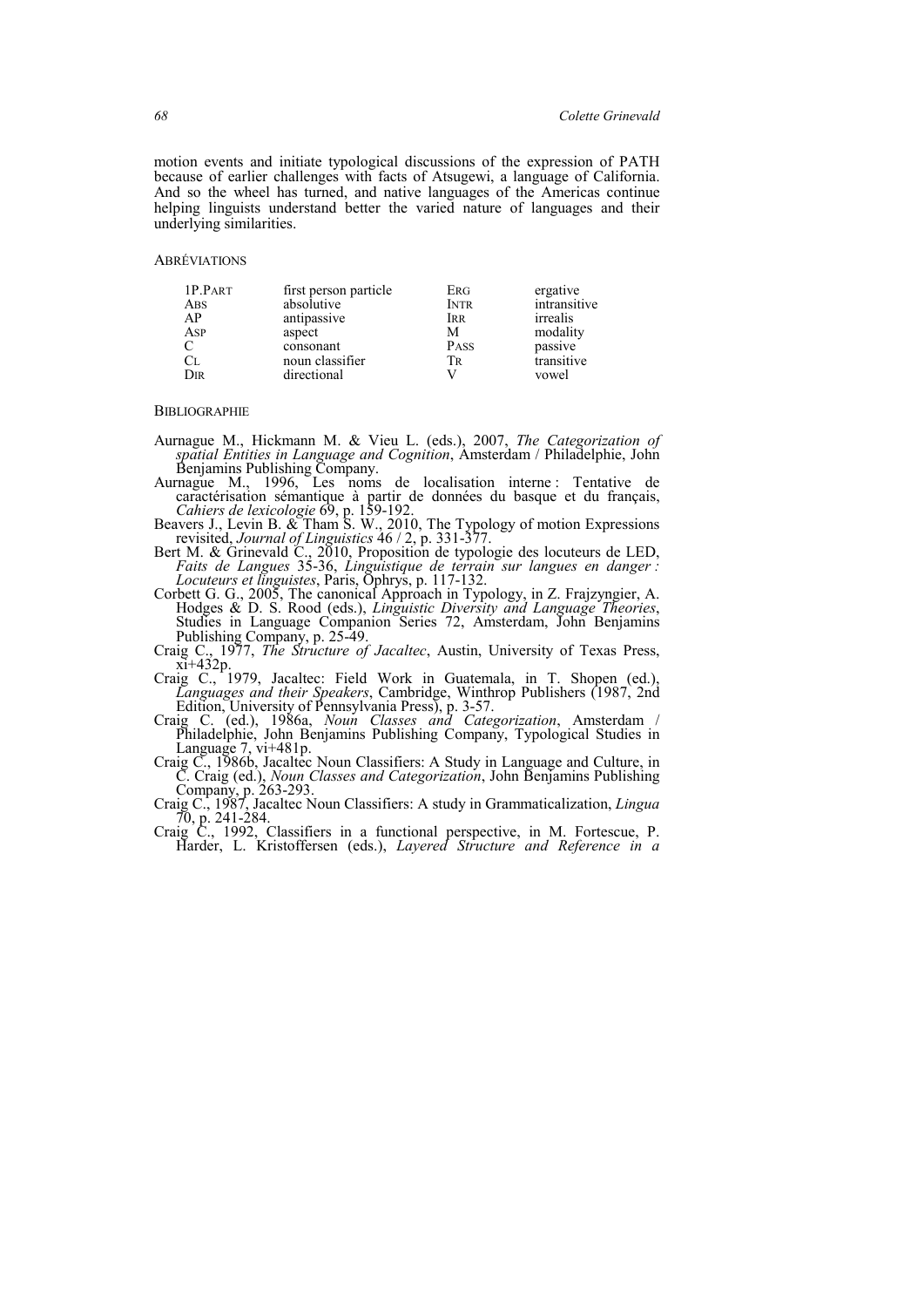motion events and initiate typological discussions of the expression of PATH because of earlier challenges with facts of Atsugewi, a language of California. And so the wheel has turned, and native languages of the Americas continue helping linguists understand better the varied nature of languages and their underlying similarities.

## ABRÉVIATIONS

| | | | |
|---|---|---|---|
| 1P.PART | first person particle | ERG | ergative |
| ABS | absolutive | INTR | intransitive |
| AP | antipassive | IRR | irrealis |
| ASP | aspect | M | modality |
| C | consonant | PASS | passive |
| CL | noun classifier | TR | transitive |
| DIR | directional | V | vowel |

## BIBLIOGRAPHIE

Aurnague M., Hickmann M. & Vieu L. (eds.), 2007, *The Categorization of spatial Entities in Language and Cognition*, Amsterdam / Philadelphie, John Benjamins Publishing Company.

Aurnague M., 1996, Les noms de localisation interne : Tentative de caractérisation sémantique à partir de données du basque et du français, *Cahiers de lexicologie* 69, p. 159-192.

Beavers J., Levin B. & Tham S. W., 2010, The Typology of motion Expressions revisited, *Journal of Linguistics* 46 / 2, p. 331-377.

Bert M. & Grinevald C., 2010, Proposition de typologie des locuteurs de LED, *Faits de Langues* 35-36, *Linguistique de terrain sur langues en danger : Locuteurs et linguistes*, Paris, Ophrys, p. 117-132.

Corbett G. G., 2005, The canonical Approach in Typology, in Z. Frajzyngier, A. Hodges & D. S. Rood (eds.), *Linguistic Diversity and Language Theories*, Studies in Language Companion Series 72, Amsterdam, John Benjamins Publishing Company, p. 25-49.

Craig C., 1977, *The Structure of Jacaltec*, Austin, University of Texas Press, xi+432p.

Craig C., 1979, Jacaltec: Field Work in Guatemala, in T. Shopen (ed.), *Languages and their Speakers*, Cambridge, Winthrop Publishers (1987, 2nd Edition, University of Pennsylvania Press), p. 3-57.

Craig C. (ed.), 1986a, *Noun Classes and Categorization*, Amsterdam / Philadelphie, John Benjamins Publishing Company, Typological Studies in Language 7, vi+481p.

Craig C., 1986b, Jacaltec Noun Classifiers: A Study in Language and Culture, in C. Craig (ed.), *Noun Classes and Categorization*, John Benjamins Publishing Company, p. 263-293.

Craig C., 1987, Jacaltec Noun Classifiers: A study in Grammaticalization, *Lingua* 70, p. 241-284.

Craig C., 1992, Classifiers in a functional perspective, in M. Fortescue, P. Harder, L. Kristoffersen (eds.), *Layered Structure and Reference in a*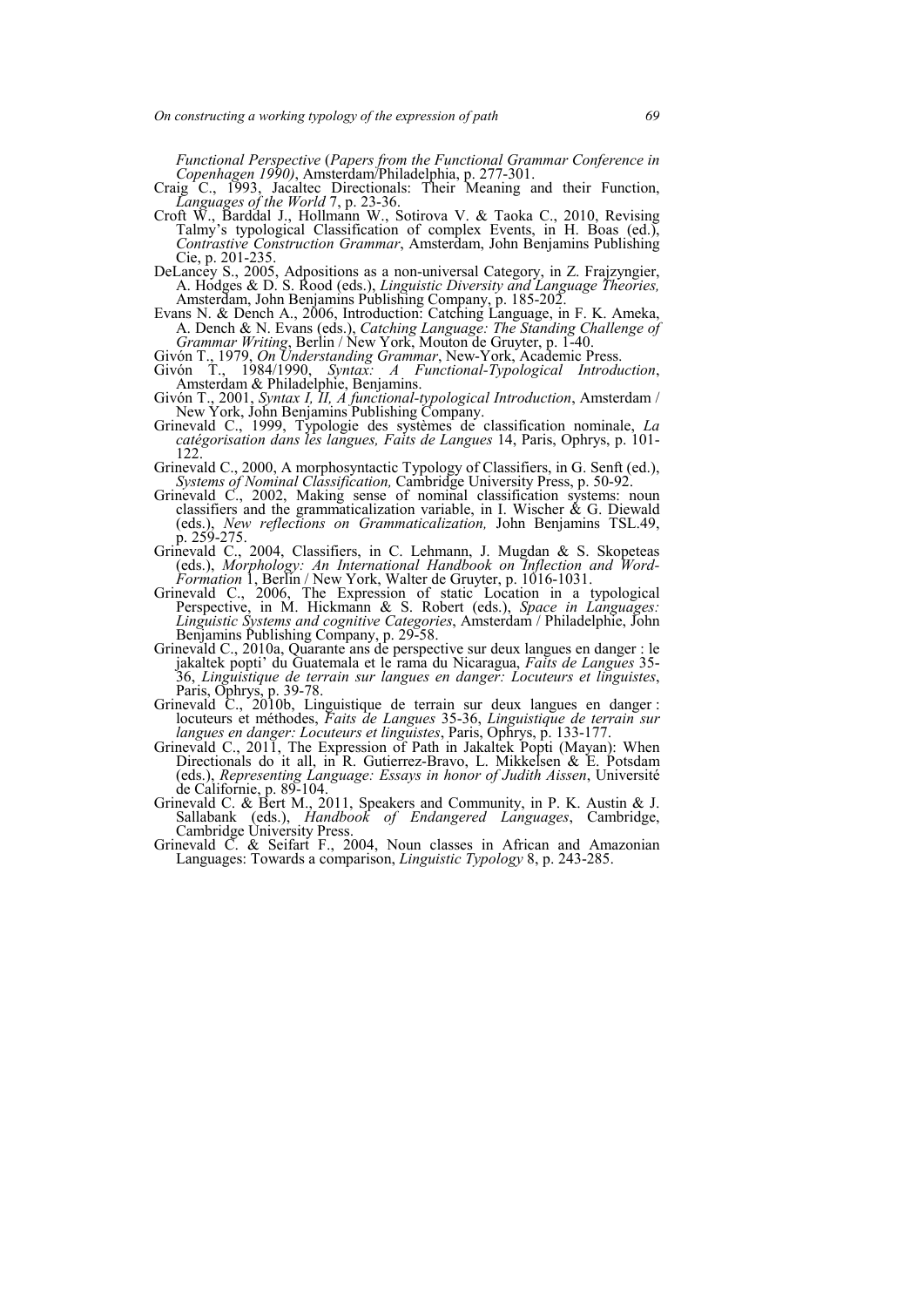*Functional Perspective* (*Papers from the Functional Grammar Conference in Copenhagen 1990)*, Amsterdam/Philadelphia, p. 277-301.

Craig C., 1993, Jacaltec Directionals: Their Meaning and their Function, *Languages of the World* 7, p. 23-36.

Croft W., Barddal J., Hollmann W., Sotirova V. & Taoka C., 2010, Revising Talmy's typological Classification of complex Events, in H. Boas (ed.), *Contrastive Construction Grammar*, Amsterdam, John Benjamins Publishing Cie, p. 201-235.

DeLancey S., 2005, Adpositions as a non-universal Category, in Z. Frajzyngier, A. Hodges & D. S. Rood (eds.), *Linguistic Diversity and Language Theories,* Amsterdam, John Benjamins Publishing Company, p. 185-202.

Evans N. & Dench A., 2006, Introduction: Catching Language, in F. K. Ameka, A. Dench & N. Evans (eds.), *Catching Language: The Standing Challenge of Grammar Writing*, Berlin / New York, Mouton de Gruyter, p. 1-40.

Givón T., 1979, *On Understanding Grammar*, New-York, Academic Press.

Givón T., 1984/1990, *Syntax: A Functional-Typological Introduction*, Amsterdam & Philadelphie, Benjamins.

Givón T., 2001, *Syntax I, II, A functional-typological Introduction*, Amsterdam / New York, John Benjamins Publishing Company.

Grinevald C., 1999, Typologie des systèmes de classification nominale, *La catégorisation dans les langues, Faits de Langues* 14, Paris, Ophrys, p. 101-122.

Grinevald C., 2000, A morphosyntactic Typology of Classifiers, in G. Senft (ed.), *Systems of Nominal Classification,* Cambridge University Press, p. 50-92.

Grinevald C., 2002, Making sense of nominal classification systems: noun classifiers and the grammaticalization variable, in I. Wischer & G. Diewald (eds.), *New reflections on Grammaticalization,* John Benjamins TSL.49, p. 259-275.

Grinevald C., 2004, Classifiers, in C. Lehmann, J. Mugdan & S. Skopeteas (eds.), *Morphology: An International Handbook on Inflection and Word-Formation* 1, Berlin / New York, Walter de Gruyter, p. 1016-1031.

Grinevald C., 2006, The Expression of static Location in a typological Perspective, in M. Hickmann & S. Robert (eds.), *Space in Languages: Linguistic Systems and cognitive Categories*, Amsterdam / Philadelphie, John Benjamins Publishing Company, p. 29-58.

Grinevald C., 2010a, Quarante ans de perspective sur deux langues en danger : le jakaltek popti' du Guatemala et le rama du Nicaragua, *Faits de Langues* 35-36, *Linguistique de terrain sur langues en danger: Locuteurs et linguistes*, Paris, Ophrys, p. 39-78.

Grinevald C., 2010b, Linguistique de terrain sur deux langues en danger : locuteurs et méthodes, *Faits de Langues* 35-36, *Linguistique de terrain sur langues en danger: Locuteurs et linguistes*, Paris, Ophrys, p. 133-177.

Grinevald C., 2011, The Expression of Path in Jakaltek Popti (Mayan): When Directionals do it all, in R. Gutierrez-Bravo, L. Mikkelsen & E. Potsdam (eds.), *Representing Language: Essays in honor of Judith Aissen*, Université de Californie, p. 89-104.

Grinevald C. & Bert M., 2011, Speakers and Community, in P. K. Austin & J. Sallabank (eds.), *Handbook of Endangered Languages*, Cambridge, Cambridge University Press.

Grinevald C. & Seifart F., 2004, Noun classes in African and Amazonian Languages: Towards a comparison, *Linguistic Typology* 8, p. 243-285.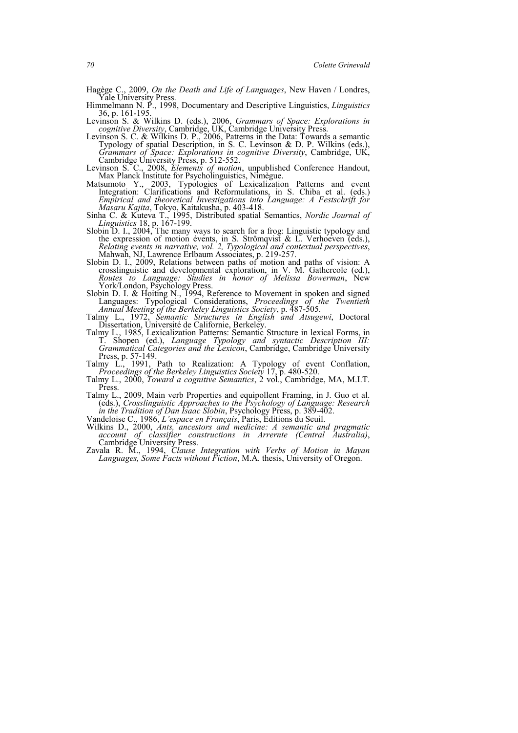Hagège C., 2009, *On the Death and Life of Languages*, New Haven / Londres, Yale University Press.

Himmelmann N. P., 1998, Documentary and Descriptive Linguistics, *Linguistics* 36, p. 161-195.

Levinson S. & Wilkins D. (eds.), 2006, *Grammars of Space: Explorations in cognitive Diversity*, Cambridge, UK, Cambridge University Press.

Levinson S. C. & Wilkins D. P., 2006, Patterns in the Data: Towards a semantic Typology of spatial Description, in S. C. Levinson & D. P. Wilkins (eds.), *Grammars of Space: Explorations in cognitive Diversity*, Cambridge, UK, Cambridge University Press, p. 512-552.

Levinson S. C., 2008, *Elements of motion*, unpublished Conference Handout, Max Planck Institute for Psycholinguistics, Nimègue.

Matsumoto Y., 2003, Typologies of Lexicalization Patterns and event Integration: Clarifications and Reformulations, in S. Chiba et al. (eds.) *Empirical and theoretical Investigations into Language: A Festschrift for Masaru Kajita*, Tokyo, Kaitakusha, p. 403-418.

Sinha C. & Kuteva T., 1995, Distributed spatial Semantics, *Nordic Journal of Linguistics* 18, p. 167-199.

Slobin D. I., 2004, The many ways to search for a frog: Linguistic typology and the expression of motion évents, in S. Strömqvist & L. Verhoeven (eds.), *Relating events in narrative, vol. 2, Typological and contextual perspectives*, Mahwah, NJ, Lawrence Erlbaum Associates, p. 219-257.

Slobin D. I., 2009, Relations between paths of motion and paths of vision: A crosslinguistic and developmental exploration, in V. M. Gathercole (ed.), *Routes to Language: Studies in honor of Melissa Bowerman*, New York/London, Psychology Press.

Slobin D. I. & Hoiting N., 1994, Reference to Movement in spoken and signed Languages: Typological Considerations, *Proceedings of the Twentieth Annual Meeting of the Berkeley Linguistics Society*, p. 487-505.

Talmy L., 1972, *Semantic Structures in English and Atsugewi*, Doctoral Dissertation, Université de Californie, Berkeley.

Talmy L., 1985, Lexicalization Patterns: Semantic Structure in lexical Forms, in T. Shopen (ed.), *Language Typology and syntactic Description III: Grammatical Categories and the Lexicon*, Cambridge, Cambridge University Press, p. 57-149.

Talmy L., 1991, Path to Realization: A Typology of event Conflation, *Proceedings of the Berkeley Linguistics Society* 17, p. 480-520.

Talmy L., 2000, *Toward a cognitive Semantics*, 2 vol., Cambridge, MA, M.I.T. Press.

Talmy L., 2009, Main verb Properties and equipollent Framing, in J. Guo et al. (eds.), *Crosslinguistic Approaches to the Psychology of Language: Research in the Tradition of Dan Isaac Slobin*, Psychology Press, p. 389-402.

Vandeloise C., 1986, *L'espace en Français*, Paris, Editions du Seuil.

Wilkins D., 2000, *Ants, ancestors and medicine: A semantic and pragmatic account of classifier constructions in Arrernte (Central Australia)*, Cambridge University Press.

Zavala R. M., 1994, *Clause Integration with Verbs of Motion in Mayan Languages, Some Facts without Fiction*, M.A. thesis, University of Oregon.